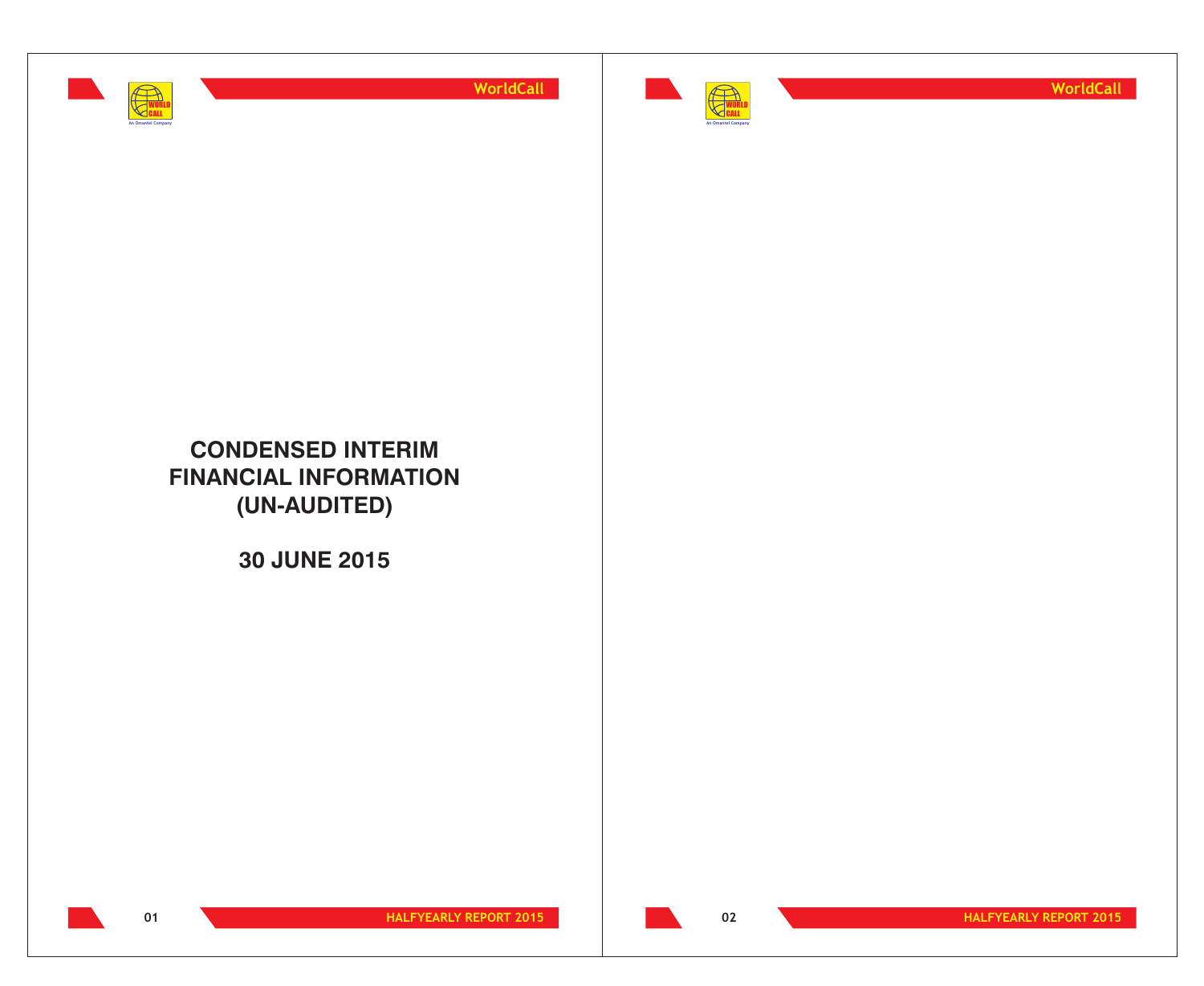# CONDENSED INTERIM FINANCIAL INFORMATION (UN-AUDITED)

## 30 JUNE 2015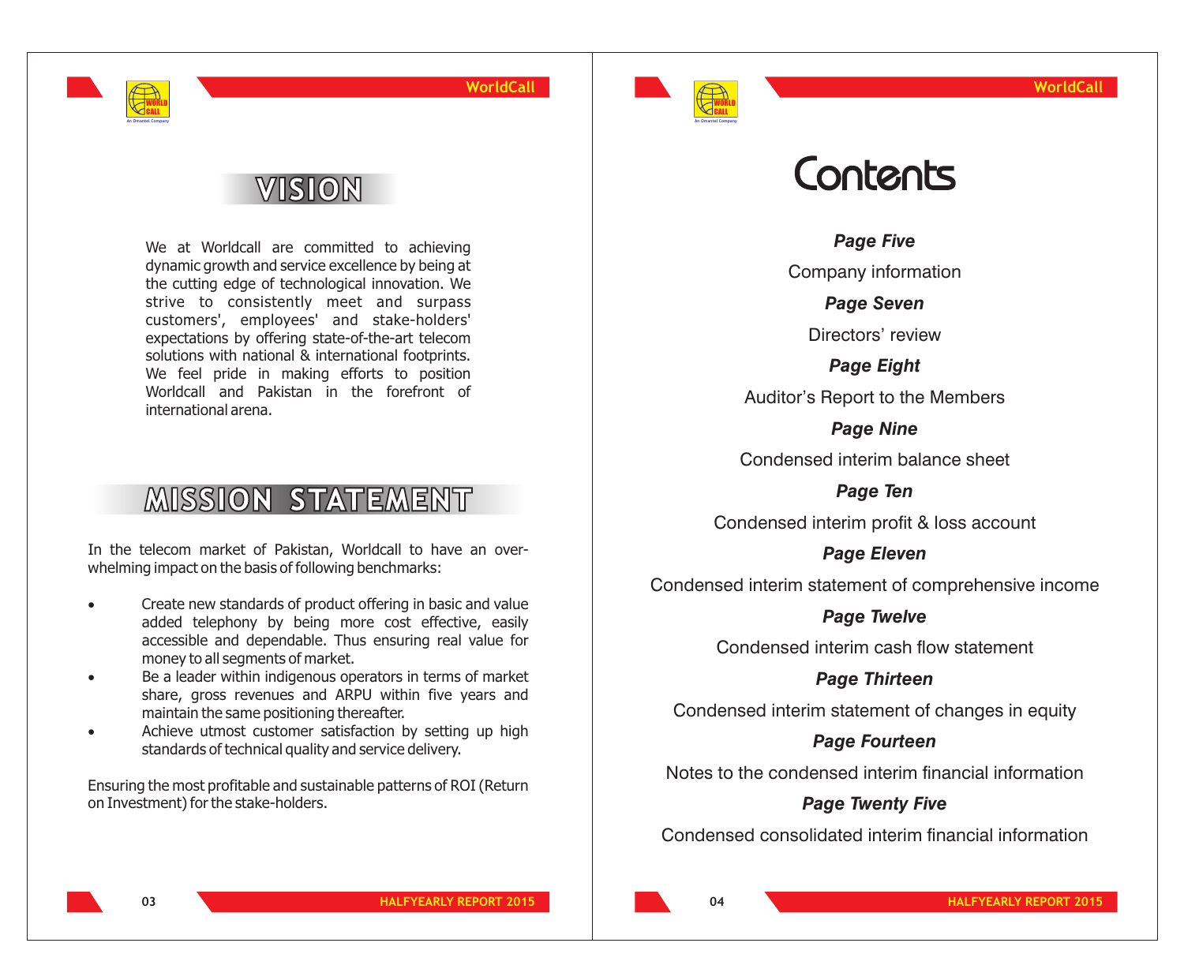# VISION

We at Worldcall are committed to achieving dynamic growth and service excellence by being at the cutting edge of technological innovation. We strive to consistently meet and surpass customers', employees' and stake-holders' expectations by offering state-of-the-art telecom solutions with national & international footprints. We feel pride in making efforts to position Worldcall and Pakistan in the forefront of international arena.

# MISSION STATEMENT

In the telecom market of Pakistan, Worldcall to have an over-whelming impact on the basis of following benchmarks:

- Create new standards of product offering in basic and value added telephony by being more cost effective, easily accessible and dependable. Thus ensuring real value for money to all segments of market.
- Be a leader within indigenous operators in terms of market share, gross revenues and ARPU within five years and maintain the same positioning thereafter.
- Achieve utmost customer satisfaction by setting up high standards of technical quality and service delivery.

Ensuring the most profitable and sustainable patterns of ROI (Return on Investment) for the stake-holders.

# Contents

***Page Five***

Company information

***Page Seven***

Directors' review

***Page Eight***

Auditor's Report to the Members

***Page Nine***

Condensed interim balance sheet

***Page Ten***

Condensed interim profit & loss account

***Page Eleven***

Condensed interim statement of comprehensive income

***Page Twelve***

Condensed interim cash flow statement

***Page Thirteen***

Condensed interim statement of changes in equity

***Page Fourteen***

Notes to the condensed interim financial information

***Page Twenty Five***

Condensed consolidated interim financial information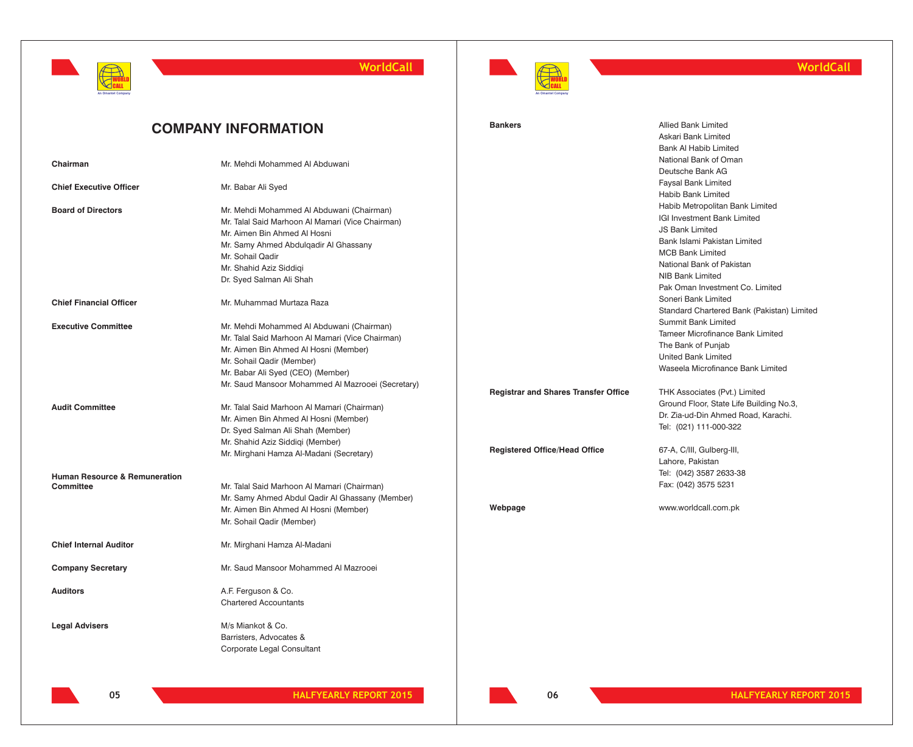# COMPANY INFORMATION

| | |
|---|---|
| **Chairman** | Mr. Mehdi Mohammed Al Abduwani |
| **Chief Executive Officer** | Mr. Babar Ali Syed |
| **Board of Directors** | Mr. Mehdi Mohammed Al Abduwani (Chairman)<br>Mr. Talal Said Marhoon Al Mamari (Vice Chairman)<br>Mr. Aimen Bin Ahmed Al Hosni<br>Mr. Samy Ahmed Abdulqadir Al Ghassany<br>Mr. Sohail Qadir<br>Mr. Shahid Aziz Siddiqi<br>Dr. Syed Salman Ali Shah |
| **Chief Financial Officer** | Mr. Muhammad Murtaza Raza |
| **Executive Committee** | Mr. Mehdi Mohammed Al Abduwani (Chairman)<br>Mr. Talal Said Marhoon Al Mamari (Vice Chairman)<br>Mr. Aimen Bin Ahmed Al Hosni (Member)<br>Mr. Sohail Qadir (Member)<br>Mr. Babar Ali Syed (CEO) (Member)<br>Mr. Saud Mansoor Mohammed Al Mazrooei (Secretary) |
| **Audit Committee** | Mr. Talal Said Marhoon Al Mamari (Chairman)<br>Mr. Aimen Bin Ahmed Al Hosni (Member)<br>Dr. Syed Salman Ali Shah (Member)<br>Mr. Shahid Aziz Siddiqi (Member)<br>Mr. Mirghani Hamza Al-Madani (Secretary) |
| **Human Resource & Remuneration Committee** | Mr. Talal Said Marhoon Al Mamari (Chairman)<br>Mr. Samy Ahmed Abdul Qadir Al Ghassany (Member)<br>Mr. Aimen Bin Ahmed Al Hosni (Member)<br>Mr. Sohail Qadir (Member) |
| **Chief Internal Auditor** | Mr. Mirghani Hamza Al-Madani |
| **Company Secretary** | Mr. Saud Mansoor Mohammed Al Mazrooei |
| **Auditors** | A.F. Ferguson & Co.<br>Chartered Accountants |
| **Legal Advisers** | M/s Miankot & Co.<br>Barristers, Advocates &<br>Corporate Legal Consultant |
| **Bankers** | Allied Bank Limited<br>Askari Bank Limited<br>Bank Al Habib Limited<br>National Bank of Oman<br>Deutsche Bank AG<br>Faysal Bank Limited<br>Habib Bank Limited<br>Habib Metropolitan Bank Limited<br>IGI Investment Bank Limited<br>JS Bank Limited<br>Bank Islami Pakistan Limited<br>MCB Bank Limited<br>National Bank of Pakistan<br>NIB Bank Limited<br>Pak Oman Investment Co. Limited<br>Soneri Bank Limited<br>Standard Chartered Bank (Pakistan) Limited<br>Summit Bank Limited<br>Tameer Microfinance Bank Limited<br>The Bank of Punjab<br>United Bank Limited<br>Waseela Microfinance Bank Limited |
| **Registrar and Shares Transfer Office** | THK Associates (Pvt.) Limited<br>Ground Floor, State Life Building No.3,<br>Dr. Zia-ud-Din Ahmed Road, Karachi.<br>Tel: (021) 111-000-322 |
| **Registered Office/Head Office** | 67-A, C/III, Gulberg-III,<br>Lahore, Pakistan<br>Tel: (042) 3587 2633-38<br>Fax: (042) 3575 5231 |
| **Webpage** | www.worldcall.com.pk |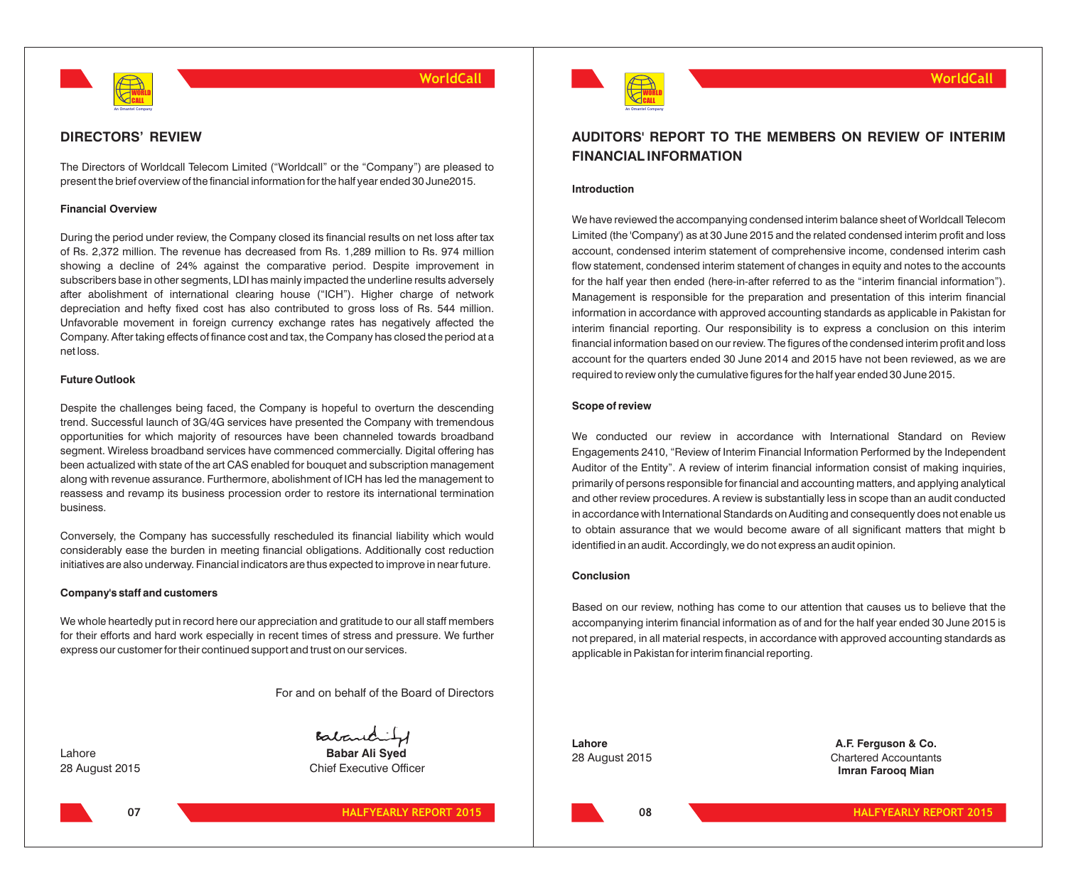## DIRECTORS' REVIEW

The Directors of Worldcall Telecom Limited ("Worldcall" or the "Company") are pleased to present the brief overview of the financial information for the half year ended 30 June2015.

**Financial Overview**

During the period under review, the Company closed its financial results on net loss after tax of Rs. 2,372 million. The revenue has decreased from Rs. 1,289 million to Rs. 974 million showing a decline of 24% against the comparative period. Despite improvement in subscribers base in other segments, LDI has mainly impacted the underline results adversely after abolishment of international clearing house ("ICH"). Higher charge of network depreciation and hefty fixed cost has also contributed to gross loss of Rs. 544 million. Unfavorable movement in foreign currency exchange rates has negatively affected the Company. After taking effects of finance cost and tax, the Company has closed the period at a net loss.

**Future Outlook**

Despite the challenges being faced, the Company is hopeful to overturn the descending trend. Successful launch of 3G/4G services have presented the Company with tremendous opportunities for which majority of resources have been channeled towards broadband segment. Wireless broadband services have commenced commercially. Digital offering has been actualized with state of the art CAS enabled for bouquet and subscription management along with revenue assurance. Furthermore, abolishment of ICH has led the management to reassess and revamp its business procession order to restore its international termination business.

Conversely, the Company has successfully rescheduled its financial liability which would considerably ease the burden in meeting financial obligations. Additionally cost reduction initiatives are also underway. Financial indicators are thus expected to improve in near future.

**Company's staff and customers**

We whole heartedly put in record here our appreciation and gratitude to our all staff members for their efforts and hard work especially in recent times of stress and pressure. We further express our customer for their continued support and trust on our services.

For and on behalf of the Board of Directors

Lahore
28 August 2015

**Babar Ali Syed**
Chief Executive Officer

## AUDITORS' REPORT TO THE MEMBERS ON REVIEW OF INTERIM FINANCIAL INFORMATION

**Introduction**

We have reviewed the accompanying condensed interim balance sheet of Worldcall Telecom Limited (the 'Company') as at 30 June 2015 and the related condensed interim profit and loss account, condensed interim statement of comprehensive income, condensed interim cash flow statement, condensed interim statement of changes in equity and notes to the accounts for the half year then ended (here-in-after referred to as the "interim financial information"). Management is responsible for the preparation and presentation of this interim financial information in accordance with approved accounting standards as applicable in Pakistan for interim financial reporting. Our responsibility is to express a conclusion on this interim financial information based on our review. The figures of the condensed interim profit and loss account for the quarters ended 30 June 2014 and 2015 have not been reviewed, as we are required to review only the cumulative figures for the half year ended 30 June 2015.

**Scope of review**

We conducted our review in accordance with International Standard on Review Engagements 2410, "Review of Interim Financial Information Performed by the Independent Auditor of the Entity". A review of interim financial information consist of making inquiries, primarily of persons responsible for financial and accounting matters, and applying analytical and other review procedures. A review is substantially less in scope than an audit conducted in accordance with International Standards on Auditing and consequently does not enable us to obtain assurance that we would become aware of all significant matters that might b identified in an audit. Accordingly, we do not express an audit opinion.

**Conclusion**

Based on our review, nothing has come to our attention that causes us to believe that the accompanying interim financial information as of and for the half year ended 30 June 2015 is not prepared, in all material respects, in accordance with approved accounting standards as applicable in Pakistan for interim financial reporting.

**Lahore**
28 August 2015

**A.F. Ferguson & Co.**
Chartered Accountants
**Imran Farooq Mian**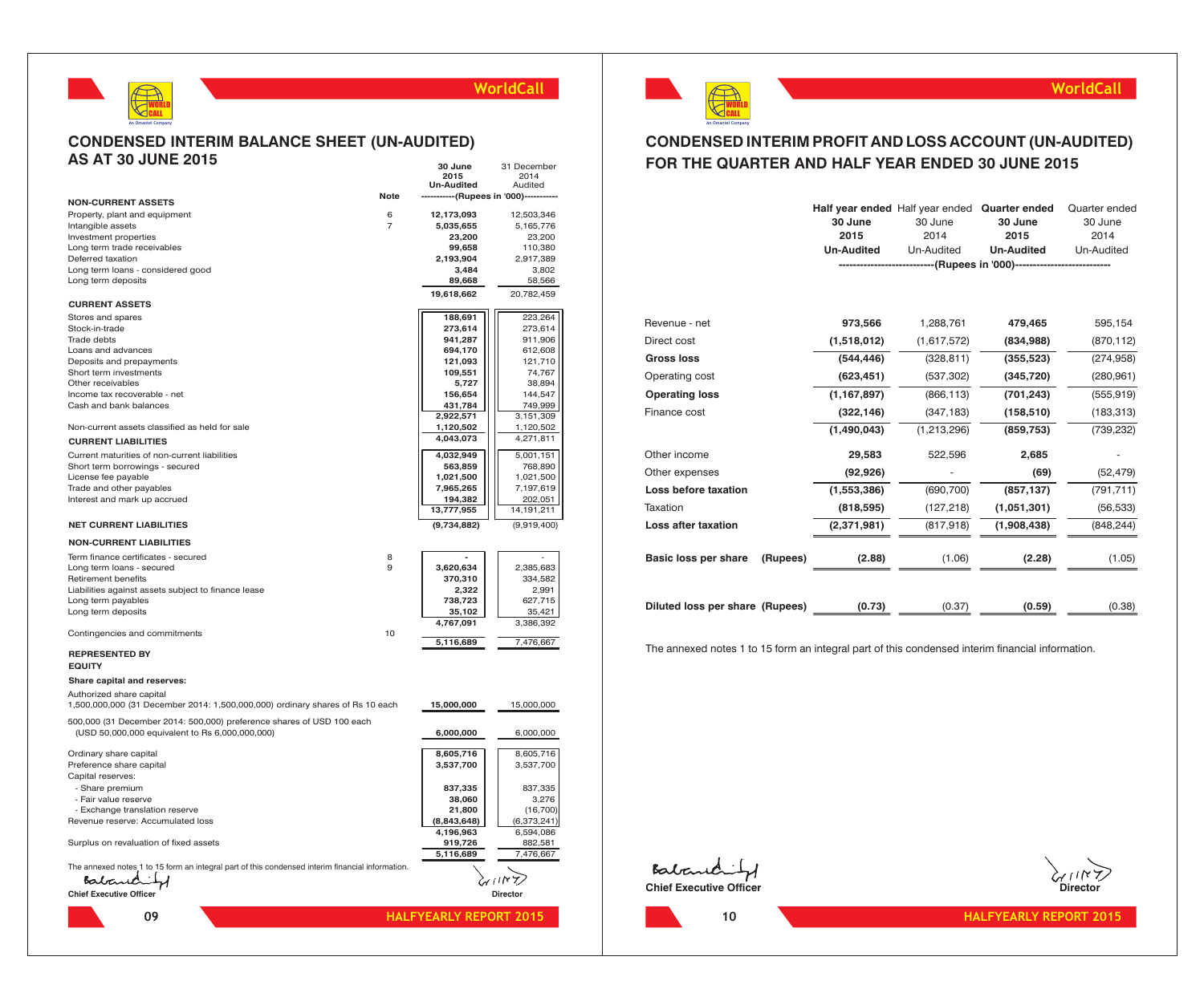## CONDENSED INTERIM BALANCE SHEET (UN-AUDITED)
## AS AT 30 JUNE 2015

| | Note | 30 June 2015 Un-Audited | 31 December 2014 Audited |
|---|---|---|---|
| | | -----------(Rupees in '000)----------- | |
| **NON-CURRENT ASSETS** | | | |
| Property, plant and equipment | 6 | **12,173,093** | 12,503,346 |
| Intangible assets | 7 | **5,035,655** | 5,165,776 |
| Investment properties | | **23,200** | 23,200 |
| Long term trade receivables | | **99,658** | 110,380 |
| Deferred taxation | | **2,193,904** | 2,917,389 |
| Long term loans - considered good | | **3,484** | 3,802 |
| Long term deposits | | **89,668** | 58,566 |
| | | **19,618,662** | 20,782,459 |
| **CURRENT ASSETS** | | | |
| Stores and spares | | **188,691** | 223,264 |
| Stock-in-trade | | **273,614** | 273,614 |
| Trade debts | | **941,287** | 911,906 |
| Loans and advances | | **694,170** | 612,608 |
| Deposits and prepayments | | **121,093** | 121,710 |
| Short term investments | | **109,551** | 74,767 |
| Other receivables | | **5,727** | 38,894 |
| Income tax recoverable - net | | **156,654** | 144,547 |
| Cash and bank balances | | **431,784** | 749,999 |
| | | **2,922,571** | 3,151,309 |
| Non-current assets classified as held for sale | | **1,120,502** | 1,120,502 |
| | | **4,043,073** | 4,271,811 |
| **CURRENT LIABILITIES** | | | |
| Current maturities of non-current liabilities | | **4,032,949** | 5,001,151 |
| Short term borrowings - secured | | **563,859** | 768,890 |
| License fee payable | | **1,021,500** | 1,021,500 |
| Trade and other payables | | **7,965,265** | 7,197,619 |
| Interest and mark up accrued | | **194,382** | 202,051 |
| | | **13,777,955** | 14,191,211 |
| **NET CURRENT LIABILITIES** | | **(9,734,882)** | (9,919,400) |
| **NON-CURRENT LIABILITIES** | | | |
| Term finance certificates - secured | 8 | **-** | - |
| Long term loans - secured | 9 | **3,620,634** | 2,385,683 |
| Retirement benefits | | **370,310** | 334,582 |
| Liabilities against assets subject to finance lease | | **2,322** | 2,991 |
| Long term payables | | **738,723** | 627,715 |
| Long term deposits | | **35,102** | 35,421 |
| | | **4,767,091** | 3,386,392 |
| Contingencies and commitments | 10 | | |
| | | **5,116,689** | 7,476,667 |
| **REPRESENTED BY** | | | |
| **EQUITY** | | | |
| **Share capital and reserves:** | | | |
| Authorized share capital | | | |
| 1,500,000,000 (31 December 2014: 1,500,000,000) ordinary shares of Rs 10 each | | **15,000,000** | 15,000,000 |
| 500,000 (31 December 2014: 500,000) preference shares of USD 100 each (USD 50,000,000 equivalent to Rs 6,000,000,000) | | **6,000,000** | 6,000,000 |
| Ordinary share capital | | **8,605,716** | 8,605,716 |
| Preference share capital | | **3,537,700** | 3,537,700 |
| Capital reserves: | | | |
| - Share premium | | **837,335** | 837,335 |
| - Fair value reserve | | **38,060** | 3,276 |
| - Exchange translation reserve | | **21,800** | (16,700) |
| Revenue reserve: Accumulated loss | | **(8,843,648)** | (6,373,241) |
| | | **4,196,963** | 6,594,086 |
| Surplus on revaluation of fixed assets | | **919,726** | 882,581 |
| | | **5,116,689** | 7,476,667 |

The annexed notes 1 to 15 form an integral part of this condensed interim financial information.

**Chief Executive Officer** **Director**

## CONDENSED INTERIM PROFIT AND LOSS ACCOUNT (UN-AUDITED)
## FOR THE QUARTER AND HALF YEAR ENDED 30 JUNE 2015

| | Half year ended 30 June 2015 Un-Audited | Half year ended 30 June 2014 Un-Audited | Quarter ended 30 June 2015 Un-Audited | Quarter ended 30 June 2014 Un-Audited |
|---|---|---|---|---|
| | ----------------------------(Rupees in '000)---------------------------- | | | |
| Revenue - net | **973,566** | 1,288,761 | **479,465** | 595,154 |
| Direct cost | **(1,518,012)** | (1,617,572) | **(834,988)** | (870,112) |
| **Gross loss** | **(544,446)** | (328,811) | **(355,523)** | (274,958) |
| Operating cost | **(623,451)** | (537,302) | **(345,720)** | (280,961) |
| **Operating loss** | **(1,167,897)** | (866,113) | **(701,243)** | (555,919) |
| Finance cost | **(322,146)** | (347,183) | **(158,510)** | (183,313) |
| | **(1,490,043)** | (1,213,296) | **(859,753)** | (739,232) |
| Other income | **29,583** | 522,596 | **2,685** | - |
| Other expenses | **(92,926)** | - | **(69)** | (52,479) |
| **Loss before taxation** | **(1,553,386)** | (690,700) | **(857,137)** | (791,711) |
| Taxation | **(818,595)** | (127,218) | **(1,051,301)** | (56,533) |
| **Loss after taxation** | **(2,371,981)** | (817,918) | **(1,908,438)** | (848,244) |
| **Basic loss per share (Rupees)** | **(2.88)** | (1.06) | **(2.28)** | (1.05) |
| **Diluted loss per share (Rupees)** | **(0.73)** | (0.37) | **(0.59)** | (0.38) |

The annexed notes 1 to 15 form an integral part of this condensed interim financial information.

**Chief Executive Officer** **Director**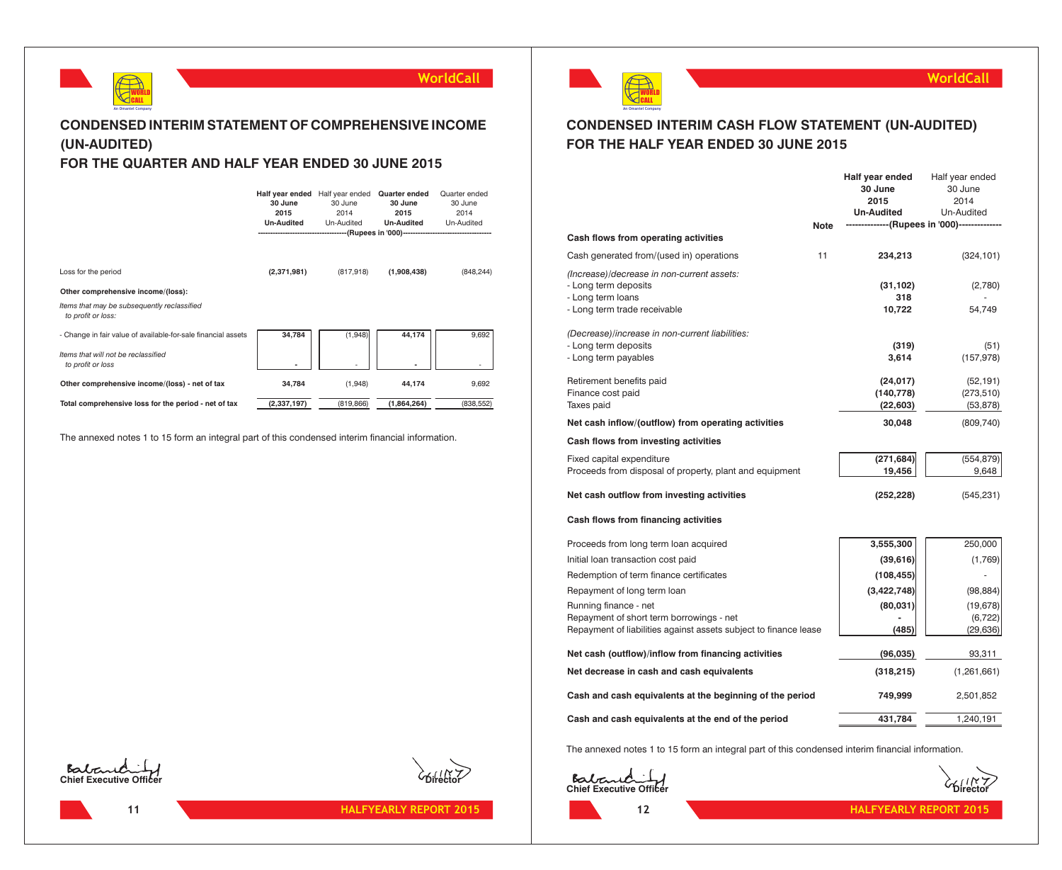## CONDENSED INTERIM STATEMENT OF COMPREHENSIVE INCOME (UN-AUDITED)
## FOR THE QUARTER AND HALF YEAR ENDED 30 JUNE 2015

| | **Half year ended 30 June 2015 Un-Audited** | Half year ended 30 June 2014 Un-Audited | **Quarter ended 30 June 2015 Un-Audited** | Quarter ended 30 June 2014 Un-Audited |
|---|---|---|---|---|
| | (Rupees in '000) | | | |
| Loss for the period | **(2,371,981)** | (817,918) | **(1,908,438)** | (848,244) |
| **Other comprehensive income/(loss):** | | | | |
| *Items that may be subsequently reclassified to profit or loss:* | | | | |
| - Change in fair value of available-for-sale financial assets | **34,784** | (1,948) | **44,174** | 9,692 |
| *Items that will not be reclassified to profit or loss* | **-** | - | **-** | - |
| **Other comprehensive income/(loss) - net of tax** | **34,784** | (1,948) | **44,174** | 9,692 |
| **Total comprehensive loss for the period - net of tax** | **(2,337,197)** | (819,866) | **(1,864,264)** | (838,552) |

The annexed notes 1 to 15 form an integral part of this condensed interim financial information.

**Chief Executive Officer** **Director**

## CONDENSED INTERIM CASH FLOW STATEMENT (UN-AUDITED)
## FOR THE HALF YEAR ENDED 30 JUNE 2015

| | Note | **Half year ended 30 June 2015 Un-Audited** | Half year ended 30 June 2014 Un-Audited |
|---|---|---|---|
| | | (Rupees in '000) | |
| **Cash flows from operating activities** | | | |
| Cash generated from/(used in) operations | 11 | **234,213** | (324,101) |
| *(Increase)/decrease in non-current assets:* | | | |
| - Long term deposits | | **(31,102)** | (2,780) |
| - Long term loans | | **318** | - |
| - Long term trade receivable | | **10,722** | 54,749 |
| *(Decrease)/increase in non-current liabilities:* | | | |
| - Long term deposits | | **(319)** | (51) |
| - Long term payables | | **3,614** | (157,978) |
| Retirement benefits paid | | **(24,017)** | (52,191) |
| Finance cost paid | | **(140,778)** | (273,510) |
| Taxes paid | | **(22,603)** | (53,878) |
| **Net cash inflow/(outflow) from operating activities** | | **30,048** | (809,740) |
| **Cash flows from investing activities** | | | |
| Fixed capital expenditure | | **(271,684)** | (554,879) |
| Proceeds from disposal of property, plant and equipment | | **19,456** | 9,648 |
| **Net cash outflow from investing activities** | | **(252,228)** | (545,231) |
| **Cash flows from financing activities** | | | |
| Proceeds from long term loan acquired | | **3,555,300** | 250,000 |
| Initial loan transaction cost paid | | **(39,616)** | (1,769) |
| Redemption of term finance certificates | | **(108,455)** | - |
| Repayment of long term loan | | **(3,422,748)** | (98,884) |
| Running finance - net | | **(80,031)** | (19,678) |
| Repayment of short term borrowings - net | | **-** | (6,722) |
| Repayment of liabilities against assets subject to finance lease | | **(485)** | (29,636) |
| **Net cash (outflow)/inflow from financing activities** | | **(96,035)** | 93,311 |
| **Net decrease in cash and cash equivalents** | | **(318,215)** | (1,261,661) |
| **Cash and cash equivalents at the beginning of the period** | | **749,999** | 2,501,852 |
| **Cash and cash equivalents at the end of the period** | | **431,784** | 1,240,191 |

The annexed notes 1 to 15 form an integral part of this condensed interim financial information.

**Chief Executive Officer** **Director**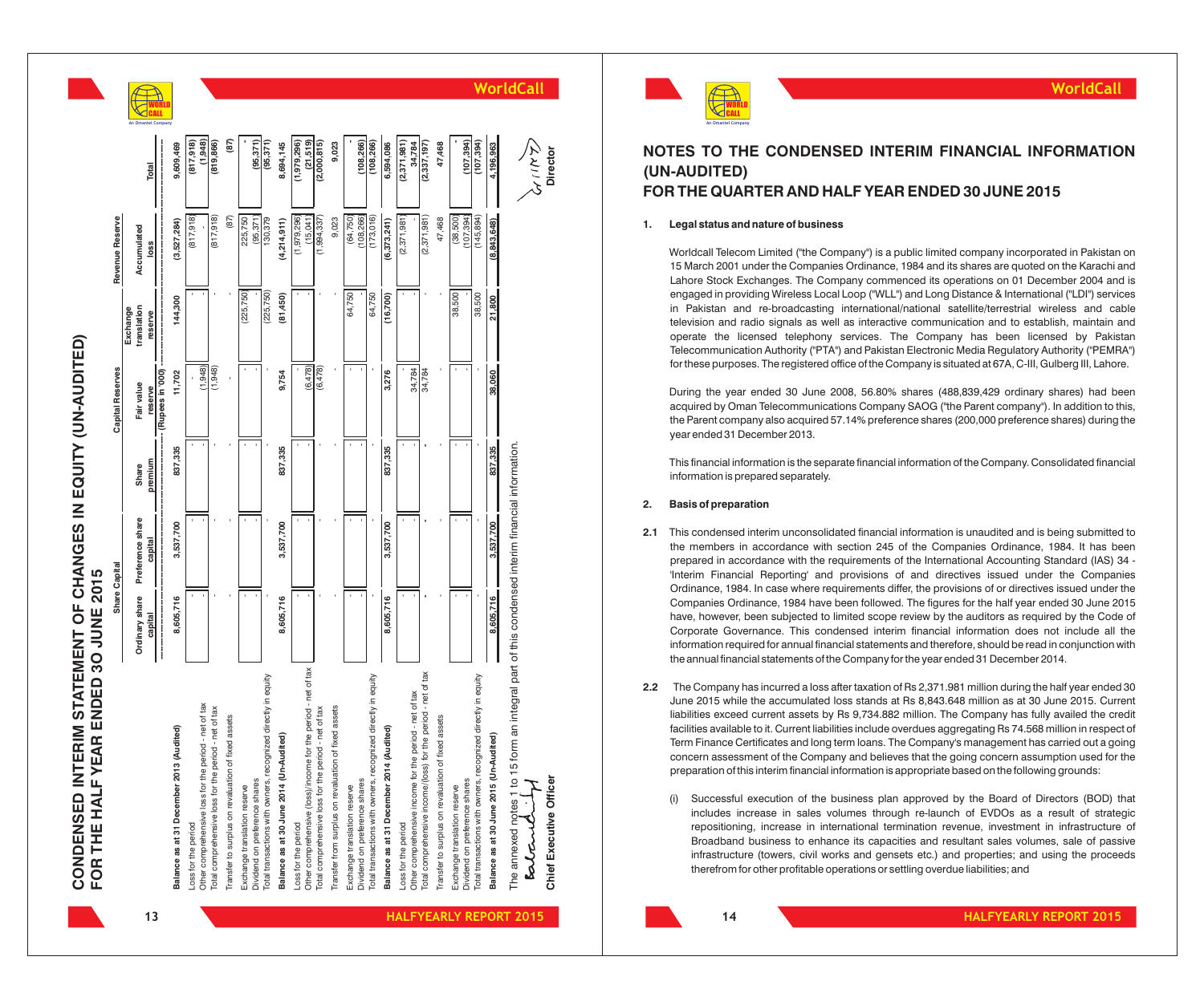# CONDENSED INTERIM STATEMENT OF CHANGES IN EQUITY (UN-AUDITED)
## FOR THE HALF YEAR ENDED 30 JUNE 2015

| | Share Capital | | Capital Reserves | | | Revenue Reserve | |
|---|---|---|---|---|---|---|---|
| | Ordinary share capital | Preference share capital | Share premium | Fair value reserve | Exchange translation reserve | Accumulated loss | Total |
| | (Rupees in '000) | | | | | | |
| **Balance as at 31 December 2013 (Audited)** | **8,605,716** | **3,537,700** | **837,335** | **11,702** | **144,300** | **(3,527,284)** | **9,609,469** |
| Loss for the period | - | - | - | - | - | (817,918) | (817,918) |
| Other comprehensive loss for the period - net of tax | - | - | - | (1,948) | - | - | (1,948) |
| Total comprehensive loss for the period - net of tax | - | - | - | (1,948) | - | (817,918) | (819,866) |
| Transfer to surplus on revaluation of fixed assets | - | - | - | - | - | (87) | (87) |
| Exchange translation reserve | - | - | - | - | (225,750) | 225,750 | - |
| Dividend on preference shares | - | - | - | - | - | (95,371) | (95,371) |
| Total transactions with owners, recognized directly in equity | - | - | - | - | (225,750) | 130,379 | (95,371) |
| **Balance as at 30 June 2014 (Un-Audited)** | **8,605,716** | **3,537,700** | **837,335** | **9,754** | **(81,450)** | **(4,214,911)** | **8,694,145** |
| Loss for the period | - | - | - | - | - | (1,979,296) | (1,979,296) |
| Other comprehensive (loss)/income for the period - net of tax | - | - | - | (6,478) | - | (15,041) | (21,519) |
| Total comprehensive loss for the period - net of tax | - | - | - | (6,478) | - | (1,994,337) | (2,000,815) |
| Transfer from surplus on revaluation of fixed assets | - | - | - | - | - | 9,023 | 9,023 |
| Exchange translation reserve | - | - | - | - | 64,750 | (64,750) | - |
| Dividend on preference shares | - | - | - | - | - | (108,266) | (108,266) |
| Total transactions with owners, recognized directly in equity | - | - | - | - | 64,750 | (173,016) | (108,266) |
| **Balance as at 31 December 2014 (Audited)** | **8,605,716** | **3,537,700** | **837,335** | **3,276** | **(16,700)** | **(6,373,241)** | **6,594,086** |
| Loss for the period | - | - | - | - | - | (2,371,981) | (2,371,981) |
| Other comprehensive income for the period - net of tax | - | - | - | 34,784 | - | - | 34,784 |
| Total comprehensive income/(loss) for the period - net of tax | - | - | - | 34,784 | - | (2,371,981) | (2,337,197) |
| Transfer to surplus on revaluation of fixed assets | - | - | - | - | - | 47,468 | 47,468 |
| Exchange translation reserve | - | - | - | - | 38,500 | (38,500) | - |
| Dividend on preference shares | - | - | - | - | - | (107,394) | (107,394) |
| Total transactions with owners, recognized directly in equity | - | - | - | - | 38,500 | (145,894) | (107,394) |
| **Balance as at 30 June 2015 (Un-Audited)** | **8,605,716** | **3,537,700** | **837,335** | **38,060** | **21,800** | **(8,843,648)** | **4,196,963** |

The annexed notes 1 to 15 form an integral part of this condensed interim financial information.

**Chief Executive Officer** **Director**

# NOTES TO THE CONDENSED INTERIM FINANCIAL INFORMATION (UN-AUDITED)
## FOR THE QUARTER AND HALF YEAR ENDED 30 JUNE 2015

**1. Legal status and nature of business**

Worldcall Telecom Limited ("the Company") is a public limited company incorporated in Pakistan on 15 March 2001 under the Companies Ordinance, 1984 and its shares are quoted on the Karachi and Lahore Stock Exchanges. The Company commenced its operations on 01 December 2004 and is engaged in providing Wireless Local Loop ("WLL") and Long Distance & International ("LDI") services in Pakistan and re-broadcasting international/national satellite/terrestrial wireless and cable television and radio signals as well as interactive communication and to establish, maintain and operate the licensed telephony services. The Company has been licensed by Pakistan Telecommunication Authority ("PTA") and Pakistan Electronic Media Regulatory Authority ("PEMRA") for these purposes. The registered office of the Company is situated at 67A, C-III, Gulberg III, Lahore.

During the year ended 30 June 2008, 56.80% shares (488,839,429 ordinary shares) had been acquired by Oman Telecommunications Company SAOG ("the Parent company"). In addition to this, the Parent company also acquired 57.14% preference shares (200,000 preference shares) during the year ended 31 December 2013.

This financial information is the separate financial information of the Company. Consolidated financial information is prepared separately.

**2. Basis of preparation**

**2.1** This condensed interim unconsolidated financial information is unaudited and is being submitted to the members in accordance with section 245 of the Companies Ordinance, 1984. It has been prepared in accordance with the requirements of the International Accounting Standard (IAS) 34 - 'Interim Financial Reporting' and provisions of and directives issued under the Companies Ordinance, 1984. In case where requirements differ, the provisions of or directives issued under the Companies Ordinance, 1984 have been followed. The figures for the half year ended 30 June 2015 have, however, been subjected to limited scope review by the auditors as required by the Code of Corporate Governance. This condensed interim financial information does not include all the information required for annual financial statements and therefore, should be read in conjunction with the annual financial statements of the Company for the year ended 31 December 2014.

**2.2** The Company has incurred a loss after taxation of Rs 2,371.981 million during the half year ended 30 June 2015 while the accumulated loss stands at Rs 8,843.648 million as at 30 June 2015. Current liabilities exceed current assets by Rs 9,734.882 million. The Company has fully availed the credit facilities available to it. Current liabilities include overdues aggregating Rs 74.568 million in respect of Term Finance Certificates and long term loans. The Company's management has carried out a going concern assessment of the Company and believes that the going concern assumption used for the preparation of this interim financial information is appropriate based on the following grounds:

(i) Successful execution of the business plan approved by the Board of Directors (BOD) that includes increase in sales volumes through re-launch of EVDOs as a result of strategic repositioning, increase in international termination revenue, investment in infrastructure of Broadband business to enhance its capacities and resultant sales volumes, sale of passive infrastructure (towers, civil works and gensets etc.) and properties; and using the proceeds therefrom for other profitable operations or settling overdue liabilities; and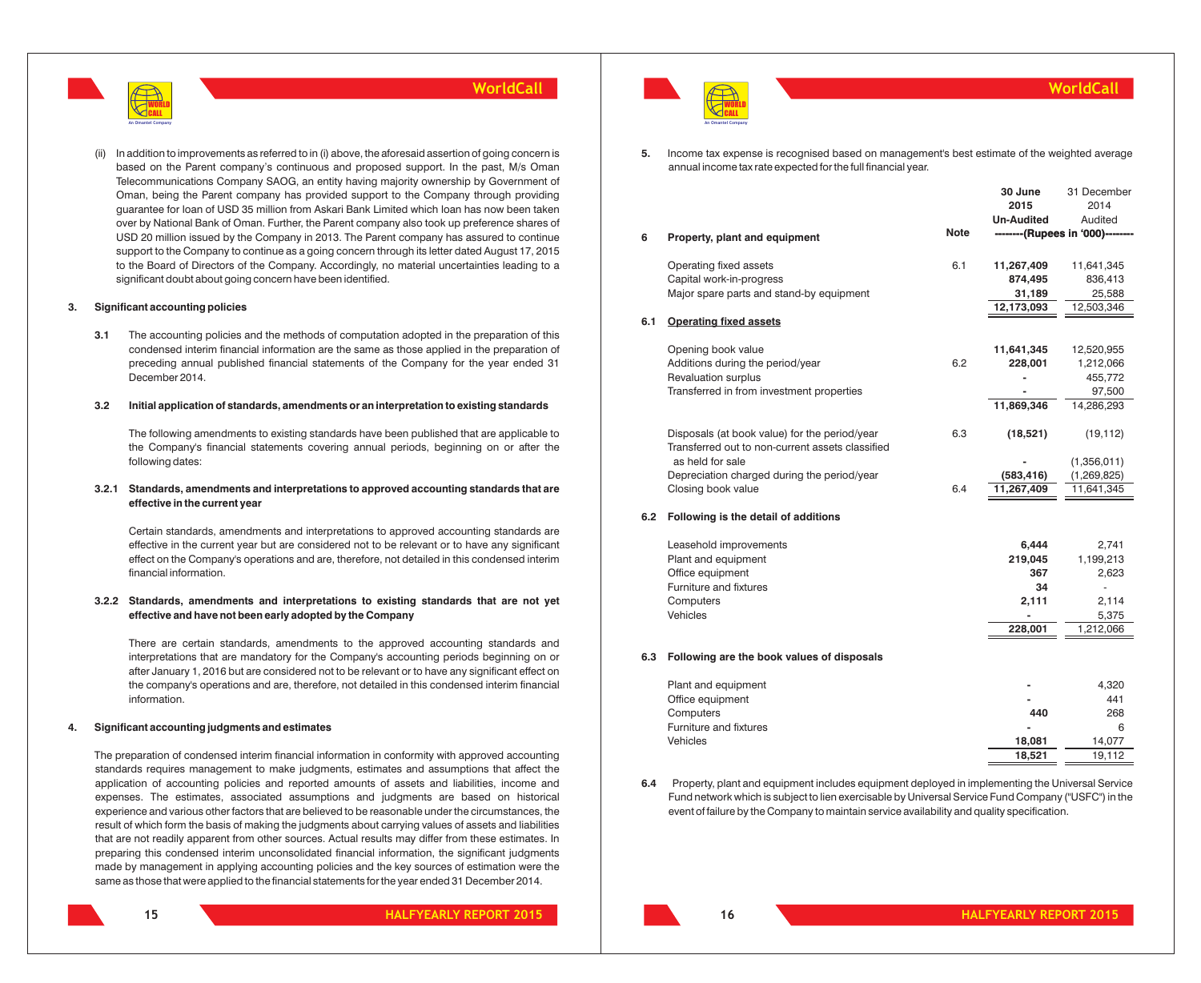(ii) In addition to improvements as referred to in (i) above, the aforesaid assertion of going concern is based on the Parent company's continuous and proposed support. In the past, M/s Oman Telecommunications Company SAOG, an entity having majority ownership by Government of Oman, being the Parent company has provided support to the Company through providing guarantee for loan of USD 35 million from Askari Bank Limited which loan has now been taken over by National Bank of Oman. Further, the Parent company also took up preference shares of USD 20 million issued by the Company in 2013. The Parent company has assured to continue support to the Company to continue as a going concern through its letter dated August 17, 2015 to the Board of Directors of the Company. Accordingly, no material uncertainties leading to a significant doubt about going concern have been identified.

## 3. Significant accounting policies

**3.1** The accounting policies and the methods of computation adopted in the preparation of this condensed interim financial information are the same as those applied in the preparation of preceding annual published financial statements of the Company for the year ended 31 December 2014.

**3.2 Initial application of standards, amendments or an interpretation to existing standards**

The following amendments to existing standards have been published that are applicable to the Company's financial statements covering annual periods, beginning on or after the following dates:

**3.2.1 Standards, amendments and interpretations to approved accounting standards that are effective in the current year**

Certain standards, amendments and interpretations to approved accounting standards are effective in the current year but are considered not to be relevant or to have any significant effect on the Company's operations and are, therefore, not detailed in this condensed interim financial information.

**3.2.2 Standards, amendments and interpretations to existing standards that are not yet effective and have not been early adopted by the Company**

There are certain standards, amendments to the approved accounting standards and interpretations that are mandatory for the Company's accounting periods beginning on or after January 1, 2016 but are considered not to be relevant or to have any significant effect on the company's operations and are, therefore, not detailed in this condensed interim financial information.

## 4. Significant accounting judgments and estimates

The preparation of condensed interim financial information in conformity with approved accounting standards requires management to make judgments, estimates and assumptions that affect the application of accounting policies and reported amounts of assets and liabilities, income and expenses. The estimates, associated assumptions and judgments are based on historical experience and various other factors that are believed to be reasonable under the circumstances, the result of which form the basis of making the judgments about carrying values of assets and liabilities that are not readily apparent from other sources. Actual results may differ from these estimates. In preparing this condensed interim unconsolidated financial information, the significant judgments made by management in applying accounting policies and the key sources of estimation were the same as those that were applied to the financial statements for the year ended 31 December 2014.

## 5.

Income tax expense is recognised based on management's best estimate of the weighted average annual income tax rate expected for the full financial year.

| | | Note | 30 June 2015 Un-Audited | 31 December 2014 Audited |
|---|---|---|---|---|
| | | | --------(Rupees in '000)-------- | |
| **6** | **Property, plant and equipment** | | | |
| | Operating fixed assets | 6.1 | **11,267,409** | 11,641,345 |
| | Capital work-in-progress | | **874,495** | 836,413 |
| | Major spare parts and stand-by equipment | | **31,189** | 25,588 |
| | | | **12,173,093** | 12,503,346 |
| **6.1** | **Operating fixed assets** | | | |
| | Opening book value | | **11,641,345** | 12,520,955 |
| | Additions during the period/year | 6.2 | **228,001** | 1,212,066 |
| | Revaluation surplus | | **-** | 455,772 |
| | Transferred in from investment properties | | **-** | 97,500 |
| | | | **11,869,346** | 14,286,293 |
| | Disposals (at book value) for the period/year | 6.3 | **(18,521)** | (19,112) |
| | Transferred out to non-current assets classified as held for sale | | **-** | (1,356,011) |
| | Depreciation charged during the period/year | | **(583,416)** | (1,269,825) |
| | Closing book value | 6.4 | **11,267,409** | 11,641,345 |
| **6.2** | **Following is the detail of additions** | | | |
| | Leasehold improvements | | **6,444** | 2,741 |
| | Plant and equipment | | **219,045** | 1,199,213 |
| | Office equipment | | **367** | 2,623 |
| | Furniture and fixtures | | **34** | - |
| | Computers | | **2,111** | 2,114 |
| | Vehicles | | **-** | 5,375 |
| | | | **228,001** | 1,212,066 |
| **6.3** | **Following are the book values of disposals** | | | |
| | Plant and equipment | | **-** | 4,320 |
| | Office equipment | | **-** | 441 |
| | Computers | | **440** | 268 |
| | Furniture and fixtures | | **-** | 6 |
| | Vehicles | | **18,081** | 14,077 |
| | | | **18,521** | 19,112 |

**6.4** Property, plant and equipment includes equipment deployed in implementing the Universal Service Fund network which is subject to lien exercisable by Universal Service Fund Company ("USFC") in the event of failure by the Company to maintain service availability and quality specification.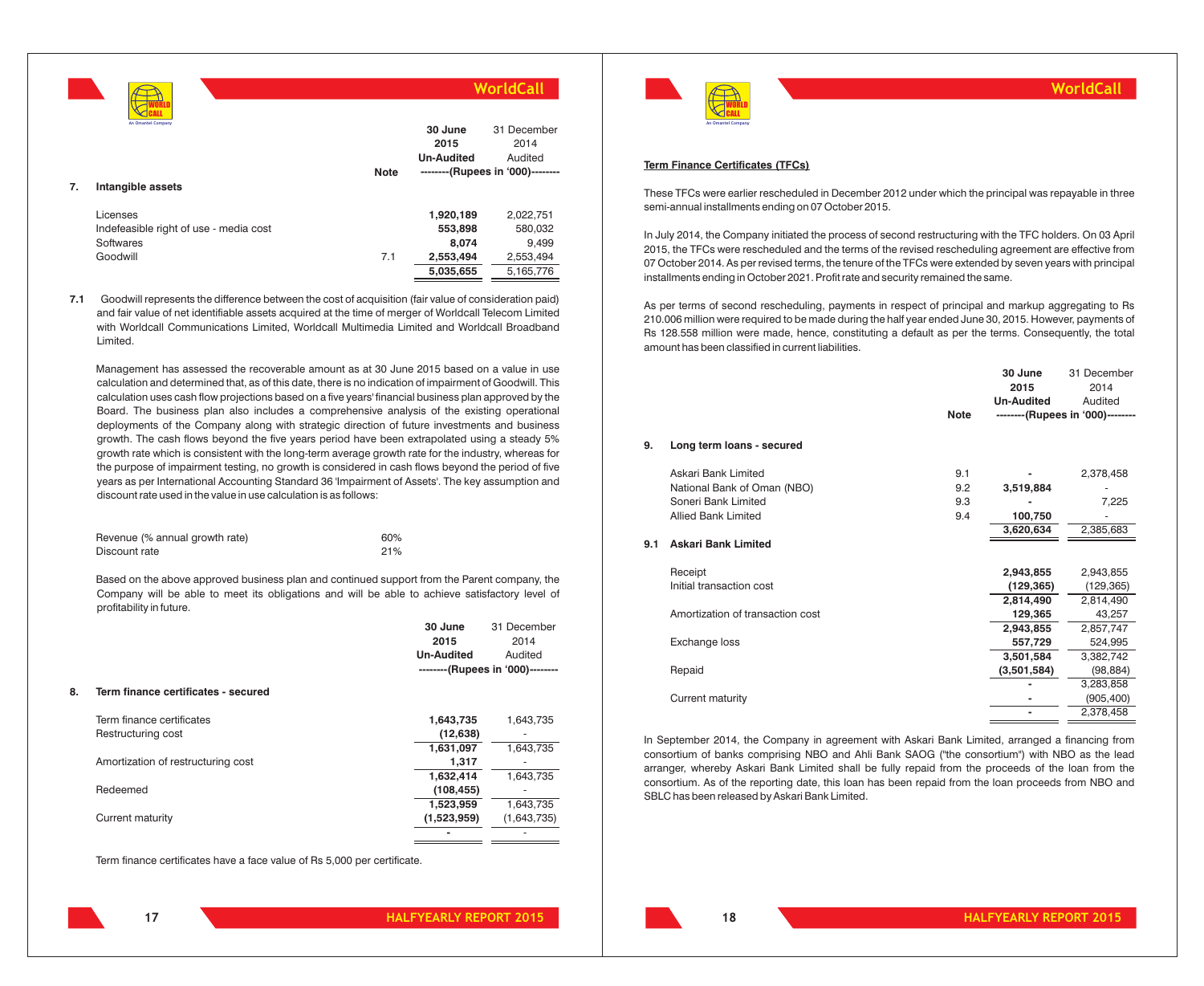| | Note | 30 June 2015 Un-Audited | 31 December 2014 Audited |
|---|---|---|---|
| | | --------(Rupees in '000)-------- | |
| **7. Intangible assets** | | | |
| Licenses | | **1,920,189** | 2,022,751 |
| Indefeasible right of use - media cost | | **553,898** | 580,032 |
| Softwares | | **8,074** | 9,499 |
| Goodwill | 7.1 | **2,553,494** | 2,553,494 |
| | | **5,035,655** | 5,165,776 |

**7.1** Goodwill represents the difference between the cost of acquisition (fair value of consideration paid) and fair value of net identifiable assets acquired at the time of merger of Worldcall Telecom Limited with Worldcall Communications Limited, Worldcall Multimedia Limited and Worldcall Broadband Limited.

Management has assessed the recoverable amount as at 30 June 2015 based on a value in use calculation and determined that, as of this date, there is no indication of impairment of Goodwill. This calculation uses cash flow projections based on a five years' financial business plan approved by the Board. The business plan also includes a comprehensive analysis of the existing operational deployments of the Company along with strategic direction of future investments and business growth. The cash flows beyond the five years period have been extrapolated using a steady 5% growth rate which is consistent with the long-term average growth rate for the industry, whereas for the purpose of impairment testing, no growth is considered in cash flows beyond the period of five years as per International Accounting Standard 36 'Impairment of Assets'. The key assumption and discount rate used in the value in use calculation is as follows:

| | |
|---|---|
| Revenue (% annual growth rate) | 60% |
| Discount rate | 21% |

Based on the above approved business plan and continued support from the Parent company, the Company will be able to meet its obligations and will be able to achieve satisfactory level of profitability in future.

| | 30 June 2015 Un-Audited | 31 December 2014 Audited |
|---|---|---|
| | --------(Rupees in '000)-------- | |
| **8. Term finance certificates - secured** | | |
| Term finance certificates | **1,643,735** | 1,643,735 |
| Restructuring cost | **(12,638)** | - |
| | **1,631,097** | 1,643,735 |
| Amortization of restructuring cost | **1,317** | - |
| | **1,632,414** | 1,643,735 |
| Redeemed | **(108,455)** | - |
| | **1,523,959** | 1,643,735 |
| Current maturity | **(1,523,959)** | (1,643,735) |
| | **-** | - |

Term finance certificates have a face value of Rs 5,000 per certificate.

**Term Finance Certificates (TFCs)**

These TFCs were earlier rescheduled in December 2012 under which the principal was repayable in three semi-annual installments ending on 07 October 2015.

In July 2014, the Company initiated the process of second restructuring with the TFC holders. On 03 April 2015, the TFCs were rescheduled and the terms of the revised rescheduling agreement are effective from 07 October 2014. As per revised terms, the tenure of the TFCs were extended by seven years with principal installments ending in October 2021. Profit rate and security remained the same.

As per terms of second rescheduling, payments in respect of principal and markup aggregating to Rs 210.006 million were required to be made during the half year ended June 30, 2015. However, payments of Rs 128.558 million were made, hence, constituting a default as per the terms. Consequently, the total amount has been classified in current liabilities.

| | Note | 30 June 2015 Un-Audited | 31 December 2014 Audited |
|---|---|---|---|
| | | --------(Rupees in '000)-------- | |
| **9. Long term loans - secured** | | | |
| Askari Bank Limited | 9.1 | **-** | 2,378,458 |
| National Bank of Oman (NBO) | 9.2 | **3,519,884** | - |
| Soneri Bank Limited | 9.3 | **-** | 7,225 |
| Allied Bank Limited | 9.4 | **100,750** | - |
| | | **3,620,634** | 2,385,683 |
| **9.1 Askari Bank Limited** | | | |
| Receipt | | **2,943,855** | 2,943,855 |
| Initial transaction cost | | **(129,365)** | (129,365) |
| | | **2,814,490** | 2,814,490 |
| Amortization of transaction cost | | **129,365** | 43,257 |
| | | **2,943,855** | 2,857,747 |
| Exchange loss | | **557,729** | 524,995 |
| | | **3,501,584** | 3,382,742 |
| Repaid | | **(3,501,584)** | (98,884) |
| | | **-** | 3,283,858 |
| Current maturity | | **-** | (905,400) |
| | | **-** | 2,378,458 |

In September 2014, the Company in agreement with Askari Bank Limited, arranged a financing from consortium of banks comprising NBO and Ahli Bank SAOG ("the consortium") with NBO as the lead arranger, whereby Askari Bank Limited shall be fully repaid from the proceeds of the loan from the consortium. As of the reporting date, this loan has been repaid from the loan proceeds from NBO and SBLC has been released by Askari Bank Limited.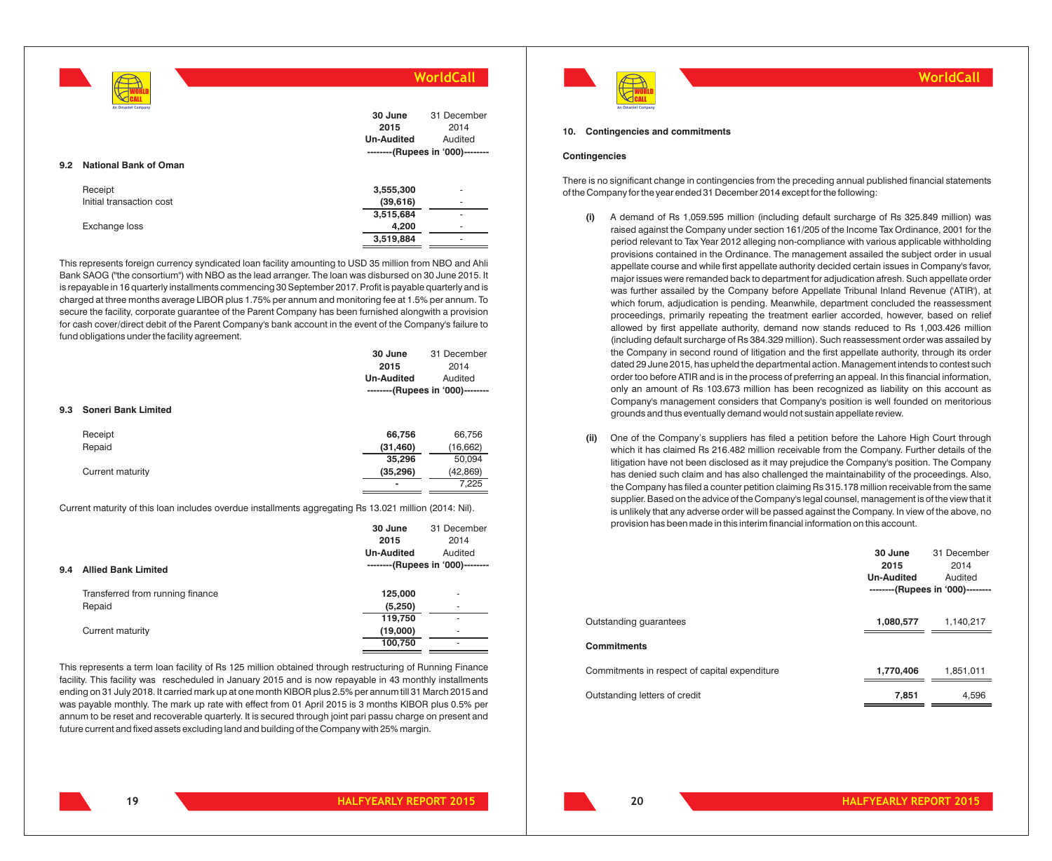### 9.2 National Bank of Oman

| | 30 June 2015 Un-Audited | 31 December 2014 Audited |
|---|---|---|
| | --------(Rupees in '000)-------- | |
| Receipt | **3,555,300** | - |
| Initial transaction cost | **(39,616)** | - |
| | **3,515,684** | - |
| Exchange loss | **4,200** | - |
| | **3,519,884** | - |

This represents foreign currency syndicated loan facility amounting to USD 35 million from NBO and Ahli Bank SAOG ("the consortium") with NBO as the lead arranger. The loan was disbursed on 30 June 2015. It is repayable in 16 quarterly installments commencing 30 September 2017. Profit is payable quarterly and is charged at three months average LIBOR plus 1.75% per annum and monitoring fee at 1.5% per annum. To secure the facility, corporate guarantee of the Parent Company has been furnished alongwith a provision for cash cover/direct debit of the Parent Company's bank account in the event of the Company's failure to fund obligations under the facility agreement.

### 9.3 Soneri Bank Limited

| | 30 June 2015 Un-Audited | 31 December 2014 Audited |
|---|---|---|
| | --------(Rupees in '000)-------- | |
| Receipt | **66,756** | 66,756 |
| Repaid | **(31,460)** | (16,662) |
| | **35,296** | 50,094 |
| Current maturity | **(35,296)** | (42,869) |
| | **-** | 7,225 |

Current maturity of this loan includes overdue installments aggregating Rs 13.021 million (2014: Nil).

### 9.4 Allied Bank Limited

| | 30 June 2015 Un-Audited | 31 December 2014 Audited |
|---|---|---|
| | --------(Rupees in '000)-------- | |
| Transferred from running finance | **125,000** | - |
| Repaid | **(5,250)** | - |
| | **119,750** | - |
| Current maturity | **(19,000)** | - |
| | **100,750** | - |

This represents a term loan facility of Rs 125 million obtained through restructuring of Running Finance facility. This facility was rescheduled in January 2015 and is now repayable in 43 monthly installments ending on 31 July 2018. It carried mark up at one month KIBOR plus 2.5% per annum till 31 March 2015 and was payable monthly. The mark up rate with effect from 01 April 2015 is 3 months KIBOR plus 0.5% per annum to be reset and recoverable quarterly. It is secured through joint pari passu charge on present and future current and fixed assets excluding land and building of the Company with 25% margin.

## 10. Contingencies and commitments

### Contingencies

There is no significant change in contingencies from the preceding annual published financial statements of the Company for the year ended 31 December 2014 except for the following:

**(i)** A demand of Rs 1,059.595 million (including default surcharge of Rs 325.849 million) was raised against the Company under section 161/205 of the Income Tax Ordinance, 2001 for the period relevant to Tax Year 2012 alleging non-compliance with various applicable withholding provisions contained in the Ordinance. The management assailed the subject order in usual appellate course and while first appellate authority decided certain issues in Company's favor, major issues were remanded back to department for adjudication afresh. Such appellate order was further assailed by the Company before Appellate Tribunal Inland Revenue ('ATIR'), at which forum, adjudication is pending. Meanwhile, department concluded the reassessment proceedings, primarily repeating the treatment earlier accorded, however, based on relief allowed by first appellate authority, demand now stands reduced to Rs 1,003.426 million (including default surcharge of Rs 384.329 million). Such reassessment order was assailed by the Company in second round of litigation and the first appellate authority, through its order dated 29 June 2015, has upheld the departmental action. Management intends to contest such order too before ATIR and is in the process of preferring an appeal. In this financial information, only an amount of Rs 103.673 million has been recognized as liability on this account as Company's management considers that Company's position is well founded on meritorious grounds and thus eventually demand would not sustain appellate review.

**(ii)** One of the Company's suppliers has filed a petition before the Lahore High Court through which it has claimed Rs 216.482 million receivable from the Company. Further details of the litigation have not been disclosed as it may prejudice the Company's position. The Company has denied such claim and has also challenged the maintainability of the proceedings. Also, the Company has filed a counter petition claiming Rs 315.178 million receivable from the same supplier. Based on the advice of the Company's legal counsel, management is of the view that it is unlikely that any adverse order will be passed against the Company. In view of the above, no provision has been made in this interim financial information on this account.

| | 30 June 2015 Un-Audited | 31 December 2014 Audited |
|---|---|---|
| | --------(Rupees in '000)-------- | |
| Outstanding guarantees | **1,080,577** | 1,140,217 |
| **Commitments** | | |
| Commitments in respect of capital expenditure | **1,770,406** | 1,851,011 |
| Outstanding letters of credit | **7,851** | 4,596 |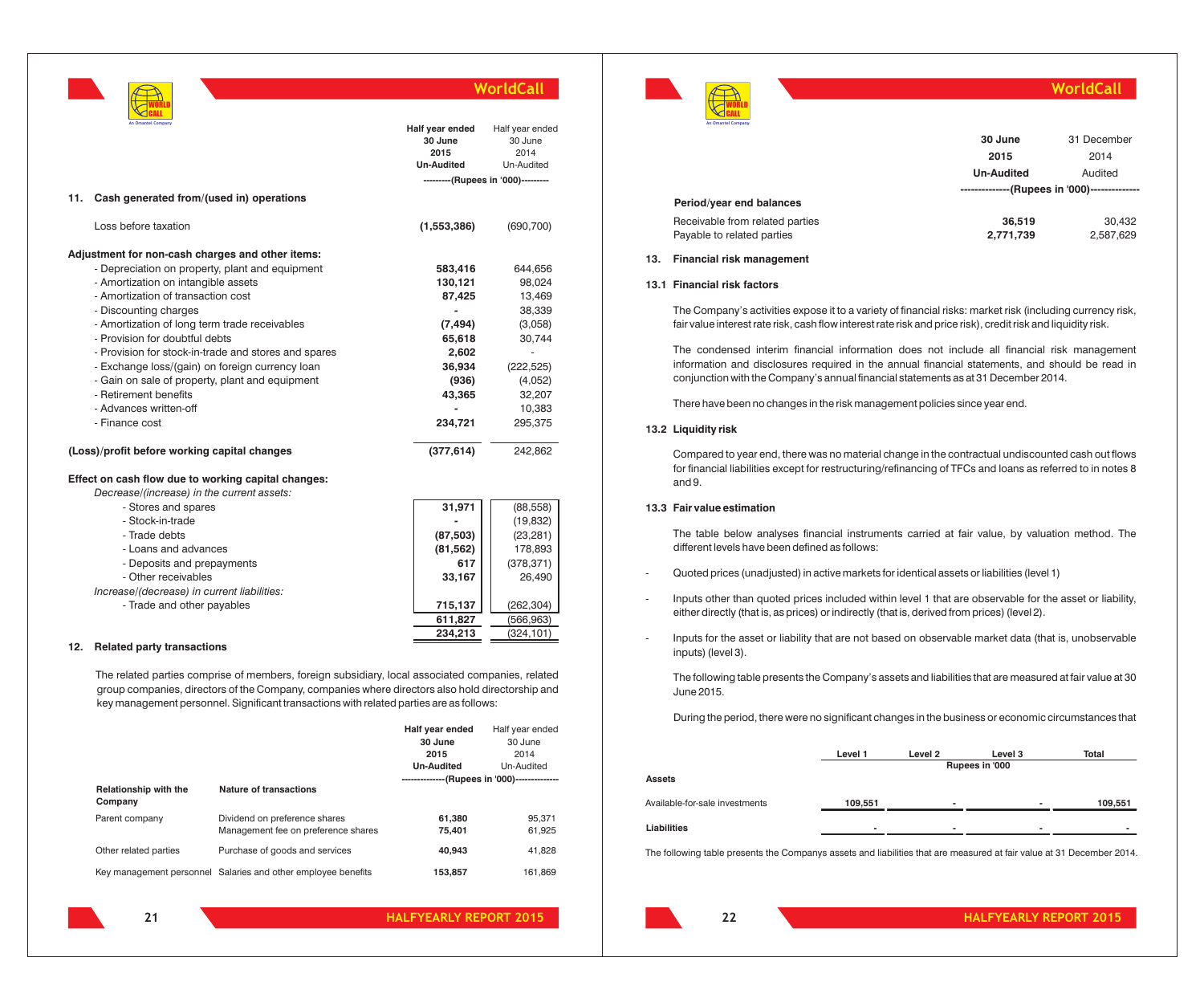## 11. Cash generated from/(used in) operations

| | Half year ended 30 June 2015 Un-Audited | Half year ended 30 June 2014 Un-Audited |
|---|---|---|
| | ---------(Rupees in '000)--------- | |
| Loss before taxation | **(1,553,386)** | (690,700) |
| **Adjustment for non-cash charges and other items:** | | |
| - Depreciation on property, plant and equipment | **583,416** | 644,656 |
| - Amortization on intangible assets | **130,121** | 98,024 |
| - Amortization of transaction cost | **87,425** | 13,469 |
| - Discounting charges | **-** | 38,339 |
| - Amortization of long term trade receivables | **(7,494)** | (3,058) |
| - Provision for doubtful debts | **65,618** | 30,744 |
| - Provision for stock-in-trade and stores and spares | **2,602** | - |
| - Exchange loss/(gain) on foreign currency loan | **36,934** | (222,525) |
| - Gain on sale of property, plant and equipment | **(936)** | (4,052) |
| - Retirement benefits | **43,365** | 32,207 |
| - Advances written-off | **-** | 10,383 |
| - Finance cost | **234,721** | 295,375 |
| **(Loss)/profit before working capital changes** | **(377,614)** | 242,862 |
| **Effect on cash flow due to working capital changes:** | | |
| *Decrease/(increase) in the current assets:* | | |
| - Stores and spares | **31,971** | (88,558) |
| - Stock-in-trade | **-** | (19,832) |
| - Trade debts | **(87,503)** | (23,281) |
| - Loans and advances | **(81,562)** | 178,893 |
| - Deposits and prepayments | **617** | (378,371) |
| - Other receivables | **33,167** | 26,490 |
| *Increase/(decrease) in current liabilities:* | | |
| - Trade and other payables | **715,137** | (262,304) |
| | **611,827** | (566,963) |
| | **234,213** | (324,101) |

## 12. Related party transactions

The related parties comprise of members, foreign subsidiary, local associated companies, related group companies, directors of the Company, companies where directors also hold directorship and key management personnel. Significant transactions with related parties are as follows:

| Relationship with the Company | Nature of transactions | Half year ended 30 June 2015 Un-Audited | Half year ended 30 June 2014 Un-Audited |
|---|---|---|---|
| | | --------------(Rupees in '000)-------------- | |
| Parent company | Dividend on preference shares | **61,380** | 95,371 |
| | Management fee on preference shares | **75,401** | 61,925 |
| Other related parties | Purchase of goods and services | **40,943** | 41,828 |
| Key management personnel | Salaries and other employee benefits | **153,857** | 161,869 |

| | 30 June 2015 Un-Audited | 31 December 2014 Audited |
|---|---|---|
| | --------------(Rupees in '000)-------------- | |
| **Period/year end balances** | | |
| Receivable from related parties | **36,519** | 30,432 |
| Payable to related parties | **2,771,739** | 2,587,629 |

## 13. Financial risk management

### 13.1 Financial risk factors

The Company's activities expose it to a variety of financial risks: market risk (including currency risk, fair value interest rate risk, cash flow interest rate risk and price risk), credit risk and liquidity risk.

The condensed interim financial information does not include all financial risk management information and disclosures required in the annual financial statements, and should be read in conjunction with the Company's annual financial statements as at 31 December 2014.

There have been no changes in the risk management policies since year end.

### 13.2 Liquidity risk

Compared to year end, there was no material change in the contractual undiscounted cash out flows for financial liabilities except for restructuring/refinancing of TFCs and loans as referred to in notes 8 and 9.

### 13.3 Fair value estimation

The table below analyses financial instruments carried at fair value, by valuation method. The different levels have been defined as follows:

- Quoted prices (unadjusted) in active markets for identical assets or liabilities (level 1)
- Inputs other than quoted prices included within level 1 that are observable for the asset or liability, either directly (that is, as prices) or indirectly (that is, derived from prices) (level 2).
- Inputs for the asset or liability that are not based on observable market data (that is, unobservable inputs) (level 3).

The following table presents the Company's assets and liabilities that are measured at fair value at 30 June 2015.

During the period, there were no significant changes in the business or economic circumstances that

| | Level 1 | Level 2 | Level 3 | Total |
|---|---|---|---|---|
| | Rupees in '000 | | | |
| **Assets** | | | | |
| Available-for-sale investments | **109,551** | **-** | **-** | **109,551** |
| **Liabilities** | **-** | **-** | **-** | **-** |

The following table presents the Companys assets and liabilities that are measured at fair value at 31 December 2014.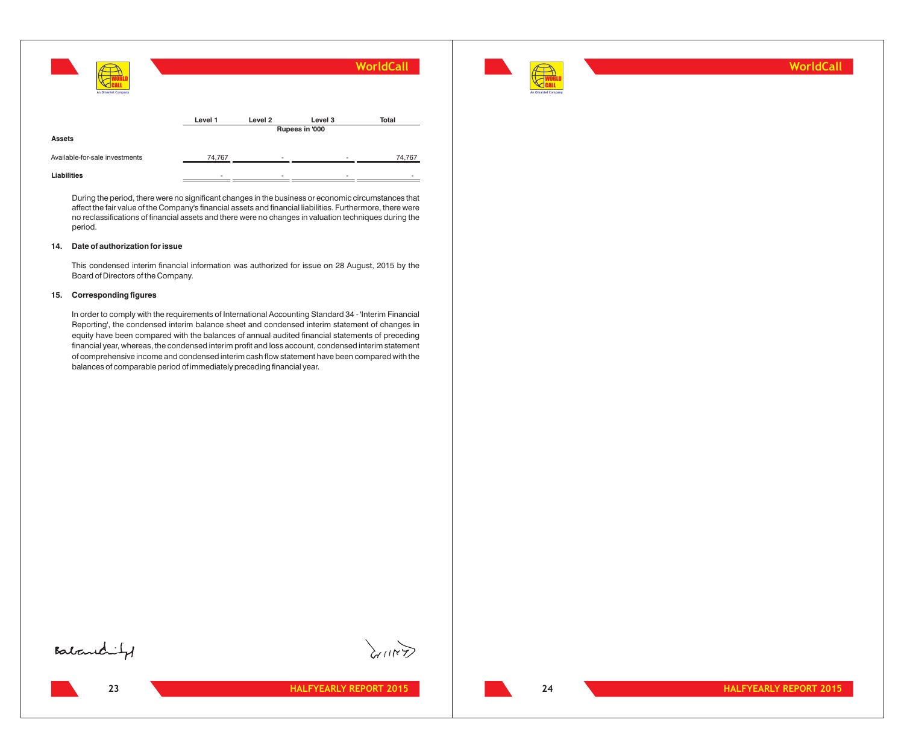| | Level 1 | Level 2 | Level 3 | Total |
|---|---|---|---|---|
| | | Rupees in '000 | | |
| **Assets** | | | | |
| Available-for-sale investments | 74,767 | - | - | 74,767 |
| **Liabilities** | - | - | - | - |

During the period, there were no significant changes in the business or economic circumstances that affect the fair value of the Company's financial assets and financial liabilities. Furthermore, there were no reclassifications of financial assets and there were no changes in valuation techniques during the period.

## 14. Date of authorization for issue

This condensed interim financial information was authorized for issue on 28 August, 2015 by the Board of Directors of the Company.

## 15. Corresponding figures

In order to comply with the requirements of International Accounting Standard 34 - 'Interim Financial Reporting', the condensed interim balance sheet and condensed interim statement of changes in equity have been compared with the balances of annual audited financial statements of preceding financial year, whereas, the condensed interim profit and loss account, condensed interim statement of comprehensive income and condensed interim cash flow statement have been compared with the balances of comparable period of immediately preceding financial year.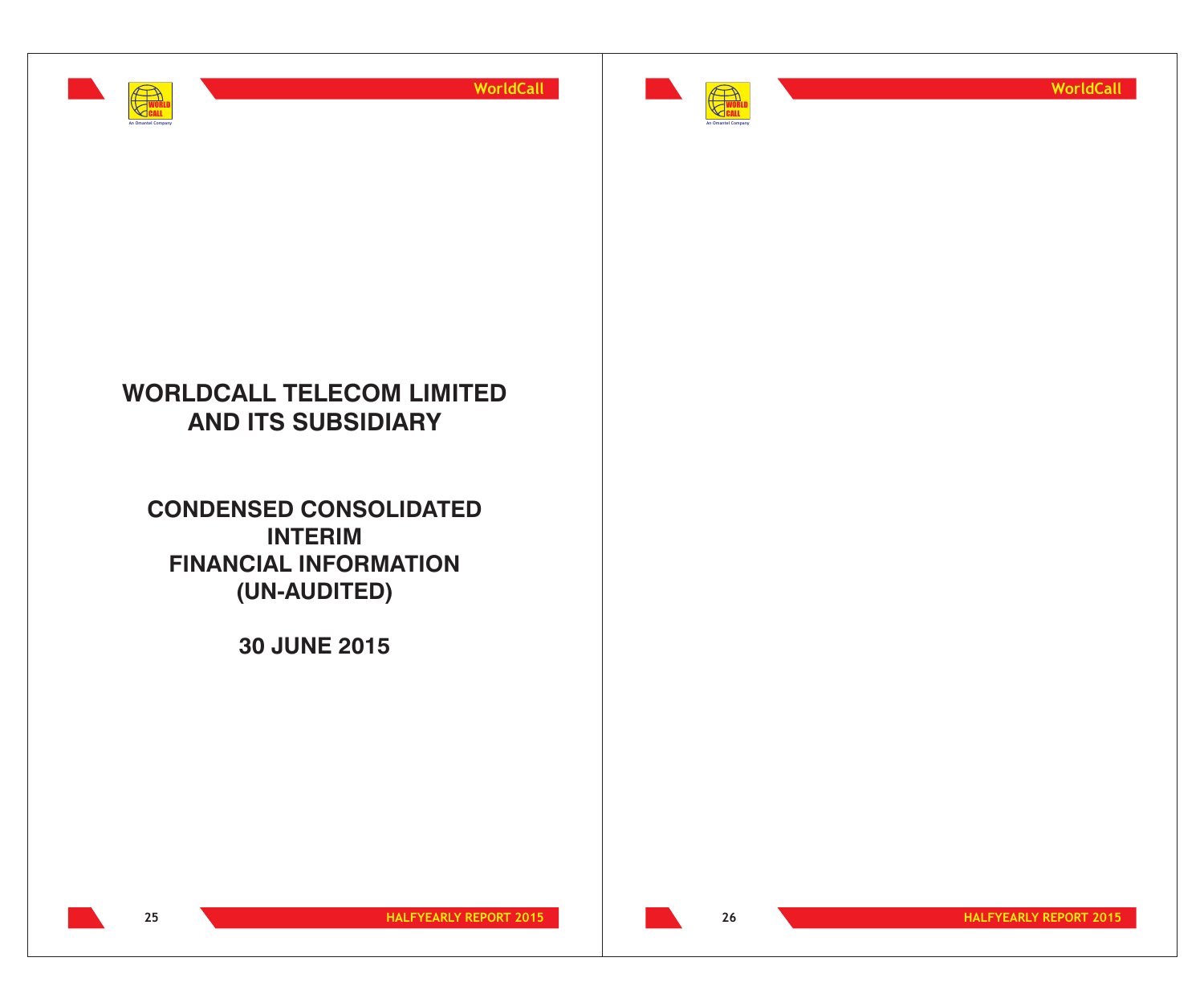# WORLDCALL TELECOM LIMITED AND ITS SUBSIDIARY

## CONDENSED CONSOLIDATED INTERIM FINANCIAL INFORMATION (UN-AUDITED)

## 30 JUNE 2015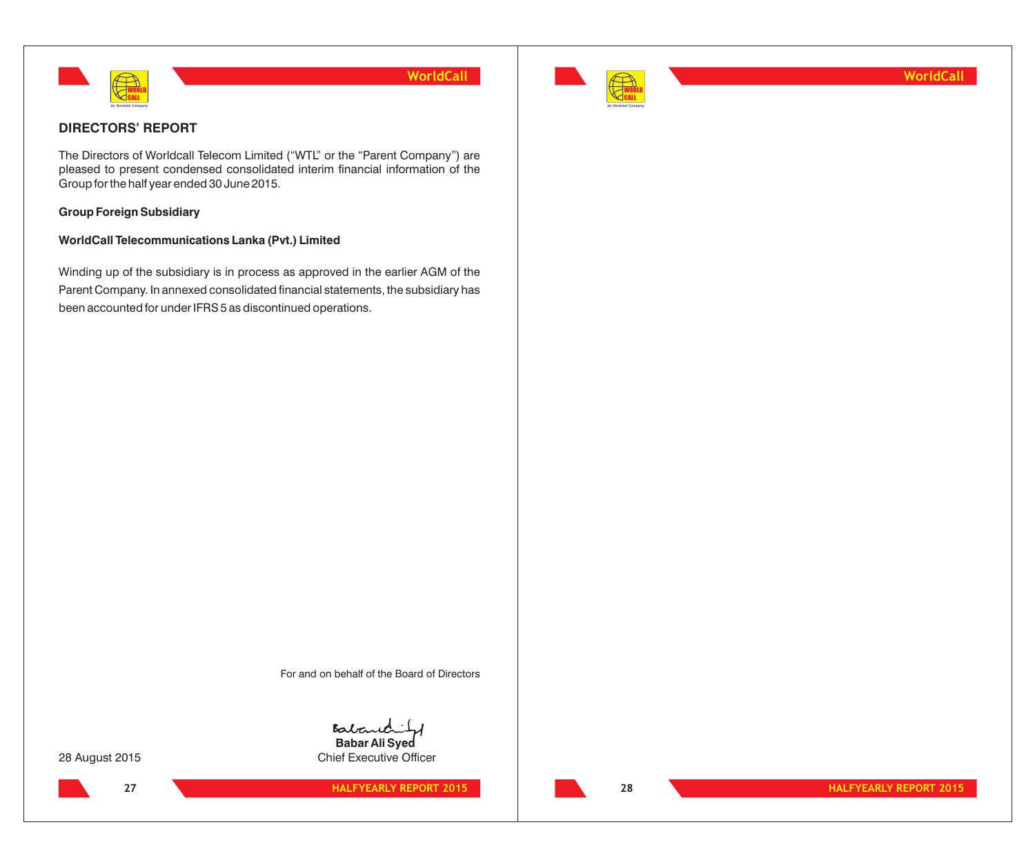## DIRECTORS' REPORT

The Directors of Worldcall Telecom Limited ("WTL" or the "Parent Company") are pleased to present condensed consolidated interim financial information of the Group for the half year ended 30 June 2015.

**Group Foreign Subsidiary**

**WorldCall Telecommunications Lanka (Pvt.) Limited**

Winding up of the subsidiary is in process as approved in the earlier AGM of the Parent Company. In annexed consolidated financial statements, the subsidiary has been accounted for under IFRS 5 as discontinued operations.

For and on behalf of the Board of Directors

**Babar Ali Syed**
Chief Executive Officer

28 August 2015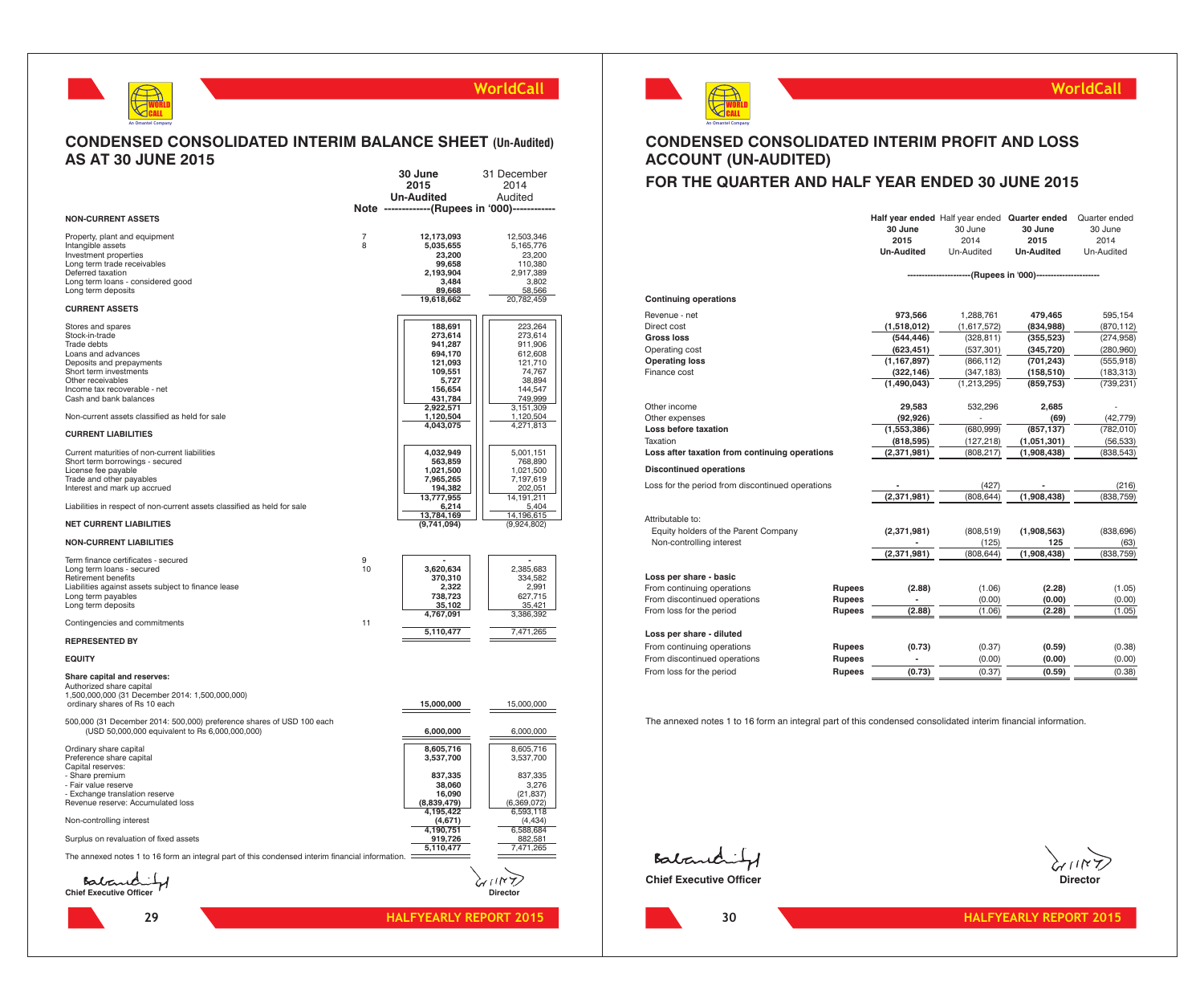## CONDENSED CONSOLIDATED INTERIM BALANCE SHEET (Un-Audited)
## AS AT 30 JUNE 2015

| | Note | 30 June 2015 Un-Audited | 31 December 2014 Audited |
|---|---|---|---|
| | | (Rupees in '000) | |
| **NON-CURRENT ASSETS** | | | |
| Property, plant and equipment | 7 | **12,173,093** | 12,503,346 |
| Intangible assets | 8 | **5,035,655** | 5,165,776 |
| Investment properties | | **23,200** | 23,200 |
| Long term trade receivables | | **99,658** | 110,380 |
| Deferred taxation | | **2,193,904** | 2,917,389 |
| Long term loans - considered good | | **3,484** | 3,802 |
| Long term deposits | | **89,668** | 58,566 |
| | | **19,618,662** | 20,782,459 |
| **CURRENT ASSETS** | | | |
| Stores and spares | | **188,691** | 223,264 |
| Stock-in-trade | | **273,614** | 273,614 |
| Trade debts | | **941,287** | 911,906 |
| Loans and advances | | **694,170** | 612,608 |
| Deposits and prepayments | | **121,093** | 121,710 |
| Short term investments | | **109,551** | 74,767 |
| Other receivables | | **5,727** | 38,894 |
| Income tax recoverable - net | | **156,654** | 144,547 |
| Cash and bank balances | | **431,784** | 749,999 |
| | | **2,922,571** | 3,151,309 |
| Non-current assets classified as held for sale | | **1,120,504** | 1,120,504 |
| | | **4,043,075** | 4,271,813 |
| **CURRENT LIABILITIES** | | | |
| Current maturities of non-current liabilities | | **4,032,949** | 5,001,151 |
| Short term borrowings - secured | | **563,859** | 768,890 |
| License fee payable | | **1,021,500** | 1,021,500 |
| Trade and other payables | | **7,965,265** | 7,197,619 |
| Interest and mark up accrued | | **194,382** | 202,051 |
| | | **13,777,955** | 14,191,211 |
| Liabilities in respect of non-current assets classified as held for sale | | **6,214** | 5,404 |
| | | **13,784,169** | 14,196,615 |
| **NET CURRENT LIABILITIES** | | **(9,741,094)** | (9,924,802) |
| **NON-CURRENT LIABILITIES** | | | |
| Term finance certificates - secured | 9 | **-** | - |
| Long term loans - secured | 10 | **3,620,634** | 2,385,683 |
| Retirement benefits | | **370,310** | 334,582 |
| Liabilities against assets subject to finance lease | | **2,322** | 2,991 |
| Long term payables | | **738,723** | 627,715 |
| Long term deposits | | **35,102** | 35,421 |
| | | **4,767,091** | 3,386,392 |
| Contingencies and commitments | 11 | | |
| | | **5,110,477** | 7,471,265 |
| **REPRESENTED BY** | | | |
| **EQUITY** | | | |
| **Share capital and reserves:** | | | |
| Authorized share capital 1,500,000,000 (31 December 2014: 1,500,000,000) ordinary shares of Rs 10 each | | **15,000,000** | 15,000,000 |
| 500,000 (31 December 2014: 500,000) preference shares of USD 100 each (USD 50,000,000 equivalent to Rs 6,000,000,000) | | **6,000,000** | 6,000,000 |
| Ordinary share capital | | **8,605,716** | 8,605,716 |
| Preference share capital | | **3,537,700** | 3,537,700 |
| Capital reserves: | | | |
| - Share premium | | **837,335** | 837,335 |
| - Fair value reserve | | **38,060** | 3,276 |
| - Exchange translation reserve | | **16,090** | (21,837) |
| Revenue reserve: Accumulated loss | | **(8,839,479)** | (6,369,072) |
| | | **4,195,422** | 6,593,118 |
| Non-controlling interest | | **(4,671)** | (4,434) |
| | | **4,190,751** | 6,588,684 |
| Surplus on revaluation of fixed assets | | **919,726** | 882,581 |
| | | **5,110,477** | 7,471,265 |

The annexed notes 1 to 16 form an integral part of this condensed consolidated interim financial information.

**Chief Executive Officer** **Director**

## CONDENSED CONSOLIDATED INTERIM PROFIT AND LOSS ACCOUNT (UN-AUDITED)
## FOR THE QUARTER AND HALF YEAR ENDED 30 JUNE 2015

| | | Half year ended 30 June 2015 Un-Audited | Half year ended 30 June 2014 Un-Audited | Quarter ended 30 June 2015 Un-Audited | Quarter ended 30 June 2014 Un-Audited |
|---|---|---|---|---|---|
| | | (Rupees in '000) | | | |
| **Continuing operations** | | | | | |
| Revenue - net | | **973,566** | 1,288,761 | **479,465** | 595,154 |
| Direct cost | | **(1,518,012)** | (1,617,572) | **(834,988)** | (870,112) |
| **Gross loss** | | **(544,446)** | (328,811) | **(355,523)** | (274,958) |
| Operating cost | | **(623,451)** | (537,301) | **(345,720)** | (280,960) |
| **Operating loss** | | **(1,167,897)** | (866,112) | **(701,243)** | (555,918) |
| Finance cost | | **(322,146)** | (347,183) | **(158,510)** | (183,313) |
| | | **(1,490,043)** | (1,213,295) | **(859,753)** | (739,231) |
| Other income | | **29,583** | 532,296 | **2,685** | - |
| Other expenses | | **(92,926)** | - | **(69)** | (42,779) |
| **Loss before taxation** | | **(1,553,386)** | (680,999) | **(857,137)** | (782,010) |
| Taxation | | **(818,595)** | (127,218) | **(1,051,301)** | (56,533) |
| **Loss after taxation from continuing operations** | | **(2,371,981)** | (808,217) | **(1,908,438)** | (838,543) |
| **Discontinued operations** | | | | | |
| Loss for the period from discontinued operations | | **-** | (427) | **-** | (216) |
| | | **(2,371,981)** | (808,644) | **(1,908,438)** | (838,759) |
| Attributable to: | | | | | |
| Equity holders of the Parent Company | | **(2,371,981)** | (808,519) | **(1,908,563)** | (838,696) |
| Non-controlling interest | | **-** | (125) | **125** | (63) |
| | | **(2,371,981)** | (808,644) | **(1,908,438)** | (838,759) |
| **Loss per share - basic** | | | | | |
| From continuing operations | Rupees | **(2.88)** | (1.06) | **(2.28)** | (1.05) |
| From discontinued operations | Rupees | **-** | (0.00) | **(0.00)** | (0.00) |
| From loss for the period | Rupees | **(2.88)** | (1.06) | **(2.28)** | (1.05) |
| **Loss per share - diluted** | | | | | |
| From continuing operations | Rupees | **(0.73)** | (0.37) | **(0.59)** | (0.38) |
| From discontinued operations | Rupees | **-** | (0.00) | **(0.00)** | (0.00) |
| From loss for the period | Rupees | **(0.73)** | (0.37) | **(0.59)** | (0.38) |

The annexed notes 1 to 16 form an integral part of this condensed consolidated interim financial information.

**Chief Executive Officer** **Director**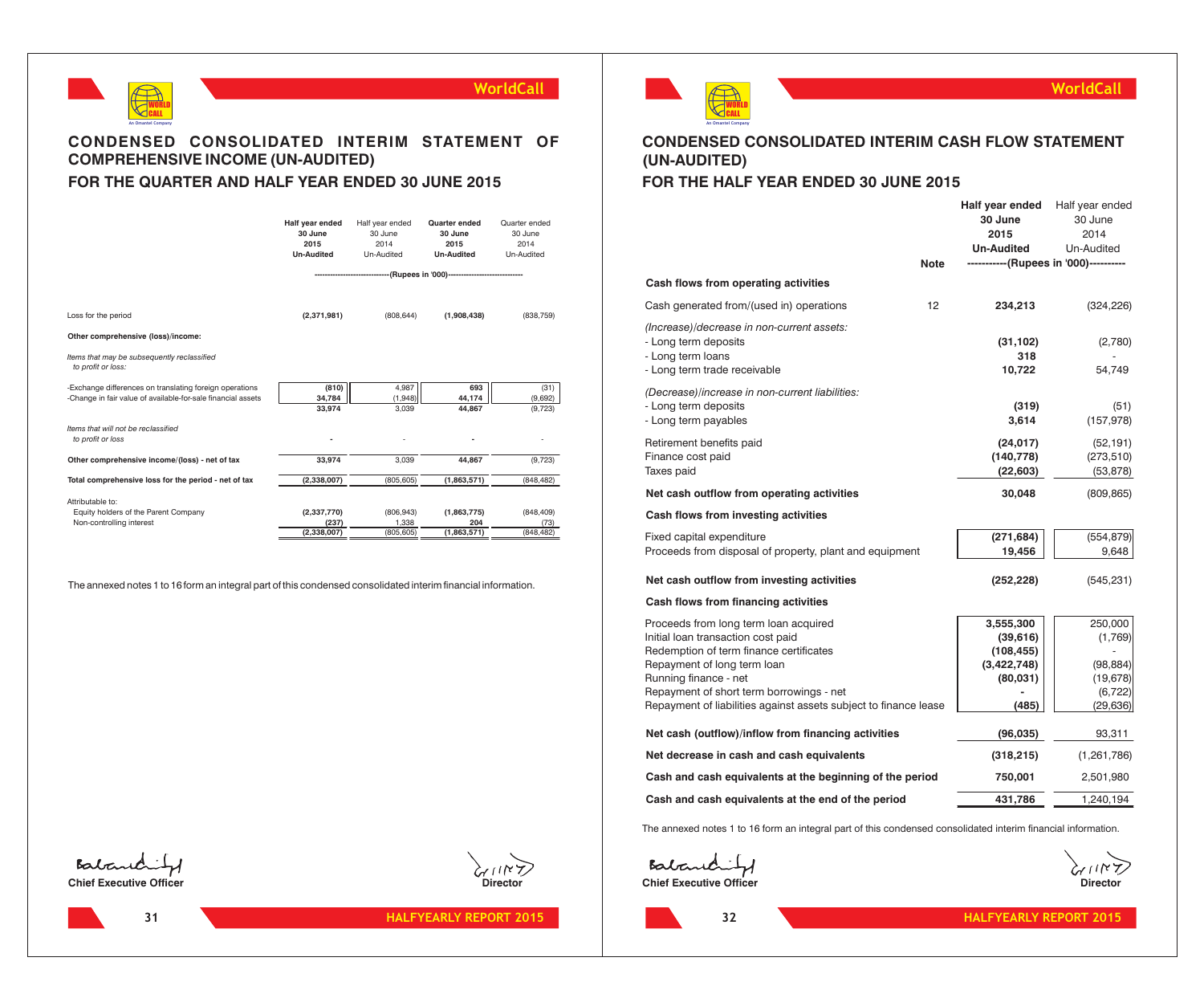# CONDENSED CONSOLIDATED INTERIM STATEMENT OF COMPREHENSIVE INCOME (UN-AUDITED)

## FOR THE QUARTER AND HALF YEAR ENDED 30 JUNE 2015

| | **Half year ended 30 June 2015 Un-Audited** | Half year ended 30 June 2014 Un-Audited | **Quarter ended 30 June 2015 Un-Audited** | Quarter ended 30 June 2014 Un-Audited |
|---|---|---|---|---|
| | -----(Rupees in '000)----- | | | |
| Loss for the period | **(2,371,981)** | (808,644) | **(1,908,438)** | (838,759) |
| **Other comprehensive (loss)/income:** | | | | |
| *Items that may be subsequently reclassified to profit or loss:* | | | | |
| -Exchange differences on translating foreign operations | **(810)** | 4,987 | **693** | (31) |
| -Change in fair value of available-for-sale financial assets | **34,784** | (1,948) | **44,174** | (9,692) |
| | **33,974** | 3,039 | **44,867** | (9,723) |
| *Items that will not be reclassified to profit or loss* | **-** | - | **-** | - |
| **Other comprehensive income/(loss) - net of tax** | **33,974** | 3,039 | **44,867** | (9,723) |
| **Total comprehensive loss for the period - net of tax** | **(2,338,007)** | (805,605) | **(1,863,571)** | (848,482) |
| Attributable to: | | | | |
| Equity holders of the Parent Company | **(2,337,770)** | (806,943) | **(1,863,775)** | (848,409) |
| Non-controlling interest | **(237)** | 1,338 | **204** | (73) |
| | **(2,338,007)** | (805,605) | **(1,863,571)** | (848,482) |

The annexed notes 1 to 16 form an integral part of this condensed consolidated interim financial information.

**Chief Executive Officer** **Director**

# CONDENSED CONSOLIDATED INTERIM CASH FLOW STATEMENT (UN-AUDITED)

## FOR THE HALF YEAR ENDED 30 JUNE 2015

| | Note | **Half year ended 30 June 2015 Un-Audited** | Half year ended 30 June 2014 Un-Audited |
|---|---|---|---|
| | | -----(Rupees in '000)----- | |
| **Cash flows from operating activities** | | | |
| Cash generated from/(used in) operations | 12 | **234,213** | (324,226) |
| *(Increase)/decrease in non-current assets:* | | | |
| - Long term deposits | | **(31,102)** | (2,780) |
| - Long term loans | | **318** | - |
| - Long term trade receivable | | **10,722** | 54,749 |
| *(Decrease)/increase in non-current liabilities:* | | | |
| - Long term deposits | | **(319)** | (51) |
| - Long term payables | | **3,614** | (157,978) |
| Retirement benefits paid | | **(24,017)** | (52,191) |
| Finance cost paid | | **(140,778)** | (273,510) |
| Taxes paid | | **(22,603)** | (53,878) |
| **Net cash outflow from operating activities** | | **30,048** | (809,865) |
| **Cash flows from investing activities** | | | |
| Fixed capital expenditure | | **(271,684)** | (554,879) |
| Proceeds from disposal of property, plant and equipment | | **19,456** | 9,648 |
| **Net cash outflow from investing activities** | | **(252,228)** | (545,231) |
| **Cash flows from financing activities** | | | |
| Proceeds from long term loan acquired | | **3,555,300** | 250,000 |
| Initial loan transaction cost paid | | **(39,616)** | (1,769) |
| Redemption of term finance certificates | | **(108,455)** | - |
| Repayment of long term loan | | **(3,422,748)** | (98,884) |
| Running finance - net | | **(80,031)** | (19,678) |
| Repayment of short term borrowings - net | | **-** | (6,722) |
| Repayment of liabilities against assets subject to finance lease | | **(485)** | (29,636) |
| **Net cash (outflow)/inflow from financing activities** | | **(96,035)** | 93,311 |
| **Net decrease in cash and cash equivalents** | | **(318,215)** | (1,261,786) |
| **Cash and cash equivalents at the beginning of the period** | | **750,001** | 2,501,980 |
| **Cash and cash equivalents at the end of the period** | | **431,786** | 1,240,194 |

The annexed notes 1 to 16 form an integral part of this condensed consolidated interim financial information.

**Chief Executive Officer** **Director**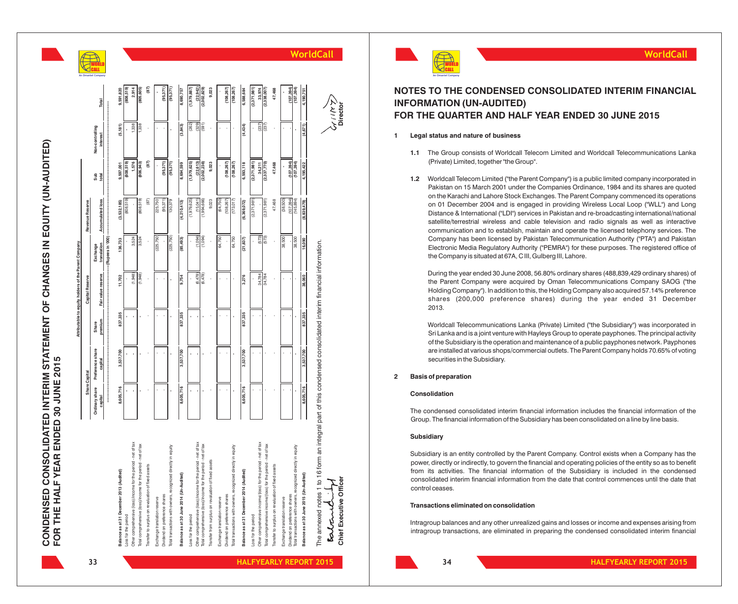# CONDENSED CONSOLIDATED INTERIM STATEMENT OF CHANGES IN EQUITY (UN-AUDITED)
## FOR THE HALF YEAR ENDED 30 JUNE 2015

| | Attributable to equity holders of the Parent Company | | | | | | | | |
|---|---|---|---|---|---|---|---|---|---|
| | Share Capital | | | Capital Reserve | | Revenue Reserve | | | |
| | Ordinary share capital | Preference share capital | Share premium | Fair value reserve | Exchange translation | Accumulated loss | Sub total | Non-controlling interest | Total |
| | (Rupees in '000) | | | | | | | | |
| **Balance as at 31 December 2013 (Audited)** | **8,605,716** | **3,537,700** | **837,335** | **11,702** | **136,733** | **(3,532,185)** | **9,597,001** | **(5,181)** | **9,591,820** |
| Loss for the period | - | - | - | - | - | (808,519) | (808,519) | - | (808,519) |
| Other comprehensive (loss)/income for the period - net of tax | - | - | - | (1,948) | 3,524 | - | 1,576 | 1,338 | 2,914 |
| Total comprehensive (loss)/income for the period - net of tax | - | - | - | (1,948) | 3,524 | (808,519) | (806,943) | 1,338 | (805,605) |
| Transfer to surplus on revaluation of fixed assets | - | - | - | - | - | (87) | (87) | - | (87) |
| Exchange translation reserve | - | - | - | - | (225,750) | 225,750 | - | - | - |
| Dividend on preference shares | - | - | - | - | - | (95,371) | (95,371) | - | (95,371) |
| Total transactions with owners, recognized directly in equity | - | - | - | - | (225,750) | 130,379 | (95,371) | - | (95,371) |
| **Balance as at 30 June 2014 (Un-Audited)** | **8,605,716** | **3,537,700** | **837,335** | **9,754** | **(85,493)** | **(4,210,413)** | **8,694,599** | **(3,843)** | **8,690,757** |
| Loss for the period | - | - | - | - | - | (1,979,625) | (1,979,625) | (262) | (1,979,887) |
| Other comprehensive (loss)/income for the period - net of tax | - | - | - | (6,478) | (1,094) | (15,041) | (22,613) | (329) | (22,942) |
| Total comprehensive (loss)/income for the period - net of tax | - | - | - | (6,478) | (1,094) | (1,994,666) | (2,002,238) | (591) | (2,002,829) |
| Transfer from surplus on revaluation of fixed assets | - | - | - | - | - | 9,023 | 9,023 | - | 9,023 |
| Exchange translation reserve | - | - | - | - | 64,750 | (64,750) | - | - | - |
| Dividend on preference shares | - | - | - | - | - | (108,267) | (108,267) | - | (108,267) |
| Total transactions with owners, recognized directly in equity | - | - | - | - | 64,750 | (173,017) | (108,267) | - | (108,267) |
| **Balance as at 31 December 2014 (Audited)** | **8,605,716** | **3,537,700** | **837,335** | **3,276** | **(21,837)** | **(6,369,072)** | **6,593,118** | **(4,434)** | **6,588,684** |
| Loss for the period | - | - | - | - | - | (2,371,981) | (2,371,981) | - | (2,371,981) |
| Other comprehensive income/(loss) for the period - net of tax | - | - | - | 34,784 | (573) | - | 34,211 | (237) | 33,974 |
| Total comprehensive income/(loss) for the period - net of tax | - | - | - | 34,784 | (573) | (2,371,981) | (2,337,770) | (237) | (2,338,007) |
| Transfer to surplus on revaluation of fixed assets | - | - | - | - | - | 47,468 | 47,468 | - | 47,468 |
| Exchange translation reserve | - | - | - | - | 38,500 | (38,500) | - | - | - |
| Dividend on preference shares | - | - | - | - | - | (107,394) | (107,394) | - | (107,394) |
| Total transactions with owners, recognized directly in equity | - | - | - | - | 38,500 | (145,894) | (107,394) | - | (107,394) |
| **Balance as at 30 June 2015 (Un-Audited)** | **8,605,716** | **3,537,700** | **837,335** | **38,060** | **16,090** | **(8,839,479)** | **4,195,422** | **(4,671)** | **4,190,751** |

The annexed notes 1 to 16 form an integral part of this condensed consolidated interim financial information.

**Chief Executive Officer** **Director**

# NOTES TO THE CONDENSED CONSOLIDATED INTERIM FINANCIAL INFORMATION (UN-AUDITED)
## FOR THE QUARTER AND HALF YEAR ENDED 30 JUNE 2015

**1 Legal status and nature of business**

**1.1** The Group consists of Worldcall Telecom Limited and Worldcall Telecommunications Lanka (Private) Limited, together "the Group".

**1.2** Worldcall Telecom Limited ("the Parent Company") is a public limited company incorporated in Pakistan on 15 March 2001 under the Companies Ordinance, 1984 and its shares are quoted on the Karachi and Lahore Stock Exchanges. The Parent Company commenced its operations on 01 December 2004 and is engaged in providing Wireless Local Loop ("WLL") and Long Distance & International ("LDI") services in Pakistan and re-broadcasting international/national satellite/terrestrial wireless and cable television and radio signals as well as interactive communication and to establish, maintain and operate the licensed telephony services. The Company has been licensed by Pakistan Telecommunication Authority ("PTA") and Pakistan Electronic Media Regulatory Authority ("PEMRA") for these purposes. The registered office of the Company is situated at 67A, C III, Gulberg III, Lahore.

During the year ended 30 June 2008, 56.80% ordinary shares (488,839,429 ordinary shares) of the Parent Company were acquired by Oman Telecommunications Company SAOG ("the Holding Company"). In addition to this, the Holding Company also acquired 57.14% preference shares (200,000 preference shares) during the year ended 31 December 2013.

Worldcall Telecommunications Lanka (Private) Limited ("the Subsidiary") was incorporated in Sri Lanka and is a joint venture with Hayleys Group to operate payphones. The principal activity of the Subsidiary is the operation and maintenance of a public payphones network. Payphones are installed at various shops/commercial outlets. The Parent Company holds 70.65% of voting securities in the Subsidiary.

**2 Basis of preparation**

**Consolidation**

The condensed consolidated interim financial information includes the financial information of the Group. The financial information of the Subsidiary has been consolidated on a line by line basis.

**Subsidiary**

Subsidiary is an entity controlled by the Parent Company. Control exists when a Company has the power, directly or indirectly, to govern the financial and operating policies of the entity so as to benefit from its activities. The financial information of the Subsidiary is included in the condensed consolidated interim financial information from the date that control commences until the date that control ceases.

**Transactions eliminated on consolidation**

Intragroup balances and any other unrealized gains and losses or income and expenses arising from intragroup transactions, are eliminated in preparing the condensed consolidated interim financial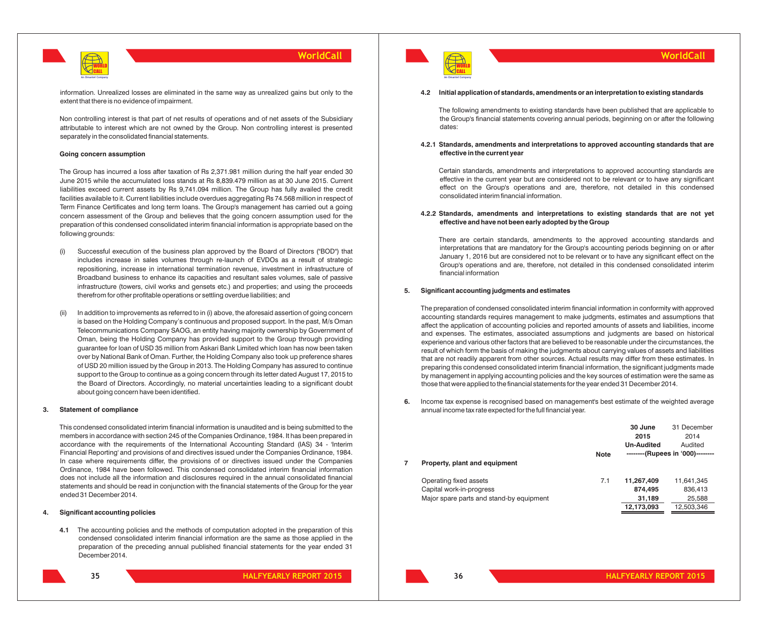information. Unrealized losses are eliminated in the same way as unrealized gains but only to the extent that there is no evidence of impairment.

Non controlling interest is that part of net results of operations and of net assets of the Subsidiary attributable to interest which are not owned by the Group. Non controlling interest is presented separately in the consolidated financial statements.

**Going concern assumption**

The Group has incurred a loss after taxation of Rs 2,371.981 million during the half year ended 30 June 2015 while the accumulated loss stands at Rs 8,839.479 million as at 30 June 2015. Current liabilities exceed current assets by Rs 9,741.094 million. The Group has fully availed the credit facilities available to it. Current liabilities include overdues aggregating Rs 74.568 million in respect of Term Finance Certificates and long term loans. The Group's management has carried out a going concern assessment of the Group and believes that the going concern assumption used for the preparation of this condensed consolidated interim financial information is appropriate based on the following grounds:

(i) Successful execution of the business plan approved by the Board of Directors ("BOD") that includes increase in sales volumes through re-launch of EVDOs as a result of strategic repositioning, increase in international termination revenue, investment in infrastructure of Broadband business to enhance its capacities and resultant sales volumes, sale of passive infrastructure (towers, civil works and gensets etc.) and properties; and using the proceeds therefrom for other profitable operations or settling overdue liabilities; and

(ii) In addition to improvements as referred to in (i) above, the aforesaid assertion of going concern is based on the Holding Company's continuous and proposed support. In the past, M/s Oman Telecommunications Company SAOG, an entity having majority ownership by Government of Oman, being the Holding Company has provided support to the Group through providing guarantee for loan of USD 35 million from Askari Bank Limited which loan has now been taken over by National Bank of Oman. Further, the Holding Company also took up preference shares of USD 20 million issued by the Group in 2013. The Holding Company has assured to continue support to the Group to continue as a going concern through its letter dated August 17, 2015 to the Board of Directors. Accordingly, no material uncertainties leading to a significant doubt about going concern have been identified.

**3. Statement of compliance**

This condensed consolidated interim financial information is unaudited and is being submitted to the members in accordance with section 245 of the Companies Ordinance, 1984. It has been prepared in accordance with the requirements of the International Accounting Standard (IAS) 34 - 'Interim Financial Reporting' and provisions of and directives issued under the Companies Ordinance, 1984. In case where requirements differ, the provisions of or directives issued under the Companies Ordinance, 1984 have been followed. This condensed consolidated interim financial information does not include all the information and disclosures required in the annual consolidated financial statements and should be read in conjunction with the financial statements of the Group for the year ended 31 December 2014.

**4. Significant accounting policies**

**4.1** The accounting policies and the methods of computation adopted in the preparation of this condensed consolidated interim financial information are the same as those applied in the preparation of the preceding annual published financial statements for the year ended 31 December 2014.

**4.2 Initial application of standards, amendments or an interpretation to existing standards**

The following amendments to existing standards have been published that are applicable to the Group's financial statements covering annual periods, beginning on or after the following dates:

**4.2.1 Standards, amendments and interpretations to approved accounting standards that are effective in the current year**

Certain standards, amendments and interpretations to approved accounting standards are effective in the current year but are considered not to be relevant or to have any significant effect on the Group's operations and are, therefore, not detailed in this condensed consolidated interim financial information.

**4.2.2 Standards, amendments and interpretations to existing standards that are not yet effective and have not been early adopted by the Group**

There are certain standards, amendments to the approved accounting standards and interpretations that are mandatory for the Group's accounting periods beginning on or after January 1, 2016 but are considered not to be relevant or to have any significant effect on the Group's operations and are, therefore, not detailed in this condensed consolidated interim financial information

**5. Significant accounting judgments and estimates**

The preparation of condensed consolidated interim financial information in conformity with approved accounting standards requires management to make judgments, estimates and assumptions that affect the application of accounting policies and reported amounts of assets and liabilities, income and expenses. The estimates, associated assumptions and judgments are based on historical experience and various other factors that are believed to be reasonable under the circumstances, the result of which form the basis of making the judgments about carrying values of assets and liabilities that are not readily apparent from other sources. Actual results may differ from these estimates. In preparing this condensed consolidated interim financial information, the significant judgments made by management in applying accounting policies and the key sources of estimation were the same as those that were applied to the financial statements for the year ended 31 December 2014.

**6.** Income tax expense is recognised based on management's best estimate of the weighted average annual income tax rate expected for the full financial year.

| | | Note | 30 June 2015 Un-Audited | 31 December 2014 Audited |
|---|---|---|---|---|
| | | | --------(Rupees in '000)-------- | |
| **7** | **Property, plant and equipment** | | | |
| | Operating fixed assets | 7.1 | **11,267,409** | 11,641,345 |
| | Capital work-in-progress | | **874,495** | 836,413 |
| | Major spare parts and stand-by equipment | | **31,189** | 25,588 |
| | | | **12,173,093** | 12,503,346 |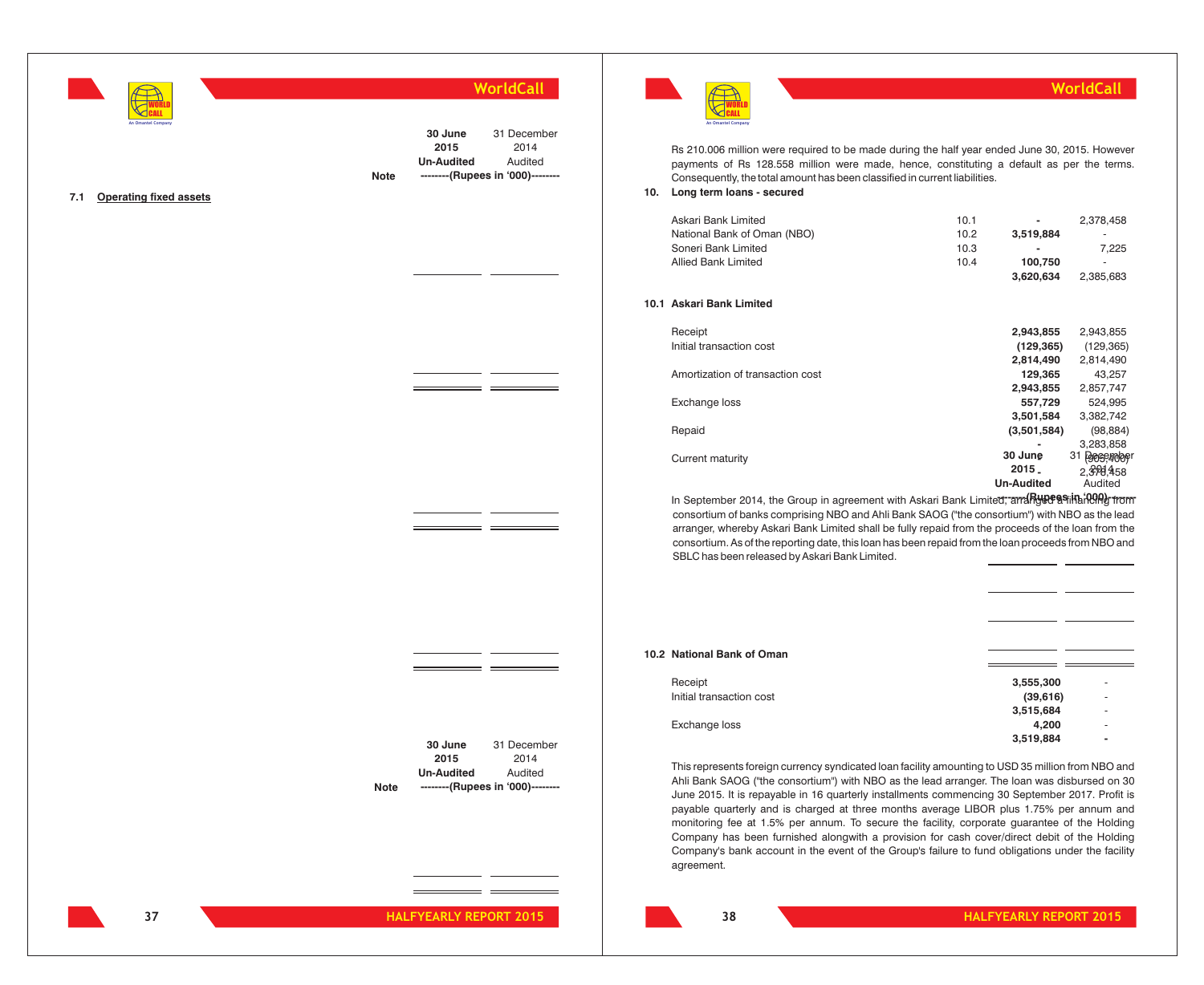| | Note | 30 June 2015 Un-Audited | 31 December 2014 Audited |
|---|---|---|---|
| | | --------(Rupees in '000)-------- | |

**7.1 Operating fixed assets**

| | Note | 30 June 2015 Un-Audited | 31 December 2014 Audited |
|---|---|---|---|
| | | --------(Rupees in '000)-------- | |

Rs 210.006 million were required to be made during the half year ended June 30, 2015. However payments of Rs 128.558 million were made, hence, constituting a default as per the terms. Consequently, the total amount has been classified in current liabilities.

## 10. Long term loans - secured

| | | | |
|---|---|---|---|
| Askari Bank Limited | 10.1 | - | 2,378,458 |
| National Bank of Oman (NBO) | 10.2 | **3,519,884** | - |
| Soneri Bank Limited | 10.3 | - | 7,225 |
| Allied Bank Limited | 10.4 | **100,750** | - |
| | | **3,620,634** | 2,385,683 |

### 10.1 Askari Bank Limited

| | 30 June 2015 Un-Audited | 31 December 2014 Audited |
|---|---|---|
| | --------(Rupees in '000)-------- | |
| Receipt | **2,943,855** | 2,943,855 |
| Initial transaction cost | **(129,365)** | (129,365) |
| | **2,814,490** | 2,814,490 |
| Amortization of transaction cost | **129,365** | 43,257 |
| | **2,943,855** | 2,857,747 |
| Exchange loss | **557,729** | 524,995 |
| | **3,501,584** | 3,382,742 |
| Repaid | **(3,501,584)** | (98,884) |
| | **-** | 3,283,858 |
| Current maturity | **-** | (905,400) |
| | **-** | 2,378,458 |

In September 2014, the Group in agreement with Askari Bank Limited, arranged a financing from consortium of banks comprising NBO and Ahli Bank SAOG ("the consortium") with NBO as the lead arranger, whereby Askari Bank Limited shall be fully repaid from the proceeds of the loan from the consortium. As of the reporting date, this loan has been repaid from the loan proceeds from NBO and SBLC has been released by Askari Bank Limited.

### 10.2 National Bank of Oman

| | | |
|---|---|---|
| Receipt | **3,555,300** | - |
| Initial transaction cost | **(39,616)** | - |
| | **3,515,684** | - |
| Exchange loss | **4,200** | - |
| | **3,519,884** | **-** |

This represents foreign currency syndicated loan facility amounting to USD 35 million from NBO and Ahli Bank SAOG ("the consortium") with NBO as the lead arranger. The loan was disbursed on 30 June 2015. It is repayable in 16 quarterly installments commencing 30 September 2017. Profit is payable quarterly and is charged at three months average LIBOR plus 1.75% per annum and monitoring fee at 1.5% per annum. To secure the facility, corporate guarantee of the Holding Company has been furnished alongwith a provision for cash cover/direct debit of the Holding Company's bank account in the event of the Group's failure to fund obligations under the facility agreement.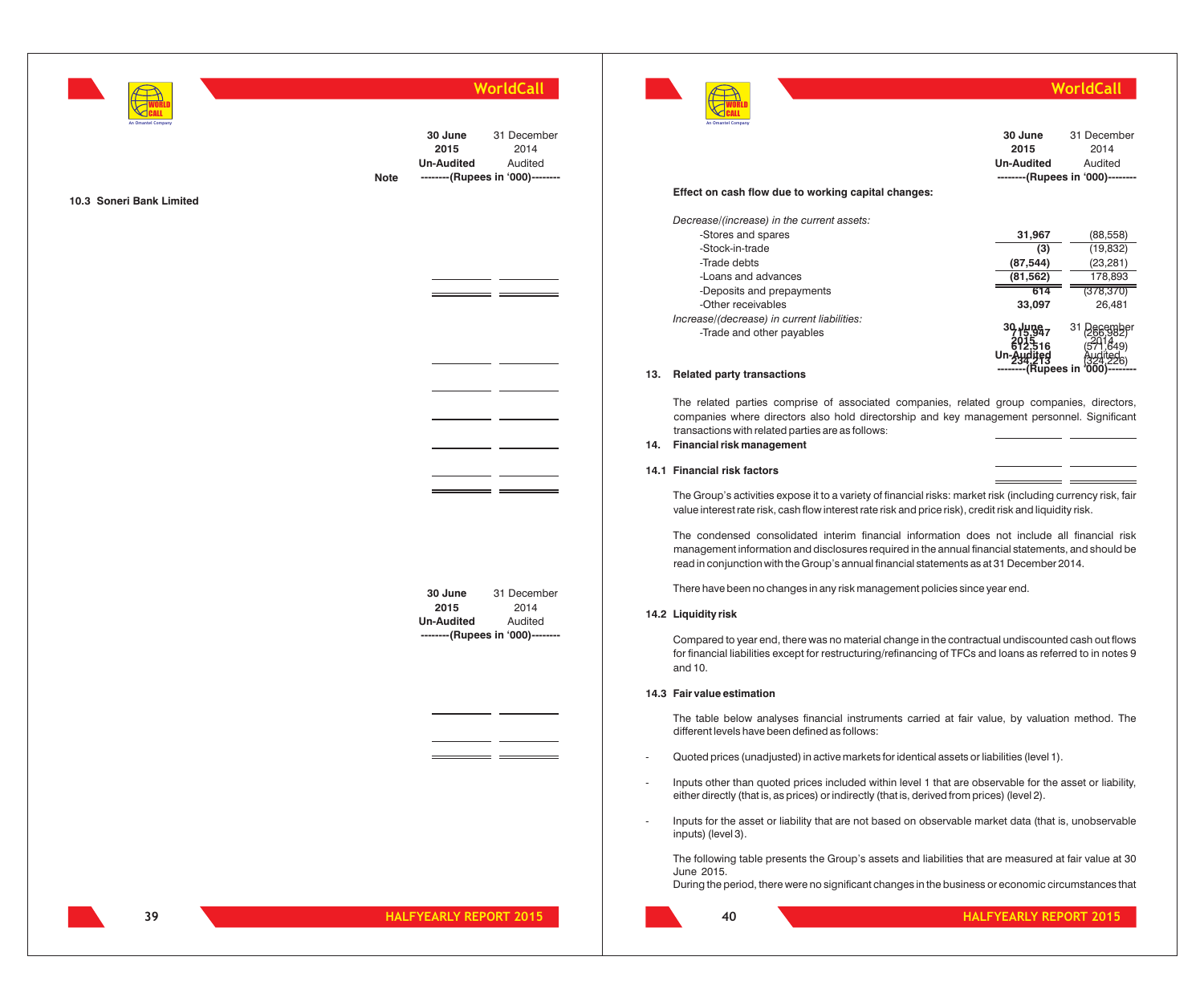| | Note | 30 June 2015 Un-Audited | 31 December 2014 Audited |
|---|---|---|---|
| | | --------(Rupees in '000)-------- | |

**10.3 Soneri Bank Limited**

| | 30 June 2015 Un-Audited | 31 December 2014 Audited |
|---|---|---|
| | --------(Rupees in '000)-------- | |

| | 30 June 2015 Un-Audited | 31 December 2014 Audited |
|---|---|---|
| | --------(Rupees in '000)-------- | |
| **Effect on cash flow due to working capital changes:** | | |
| *Decrease/(increase) in the current assets:* | | |
| -Stores and spares | **31,967** | (88,558) |
| -Stock-in-trade | **(3)** | (19,832) |
| -Trade debts | **(87,544)** | (23,281) |
| -Loans and advances | **(81,562)** | 178,893 |
| -Deposits and prepayments | **614** | (378,370) |
| -Other receivables | **33,097** | 26,481 |
| *Increase/(decrease) in current liabilities:* | | |
| -Trade and other payables | **715,947** | (266,982) |
| | **612,516** | (571,649) |
| | **234,213** | (324,226) |

| | 30 June 2015 Un-Audited | 31 December 2014 Audited |
|---|---|---|
| | --------(Rupees in '000)-------- | |

## 13. Related party transactions

The related parties comprise of associated companies, related group companies, directors, companies where directors also hold directorship and key management personnel. Significant transactions with related parties are as follows:

## 14. Financial risk management

### 14.1 Financial risk factors

The Group's activities expose it to a variety of financial risks: market risk (including currency risk, fair value interest rate risk, cash flow interest rate risk and price risk), credit risk and liquidity risk.

The condensed consolidated interim financial information does not include all financial risk management information and disclosures required in the annual financial statements, and should be read in conjunction with the Group's annual financial statements as at 31 December 2014.

There have been no changes in any risk management policies since year end.

### 14.2 Liquidity risk

Compared to year end, there was no material change in the contractual undiscounted cash out flows for financial liabilities except for restructuring/refinancing of TFCs and loans as referred to in notes 9 and 10.

### 14.3 Fair value estimation

The table below analyses financial instruments carried at fair value, by valuation method. The different levels have been defined as follows:

- Quoted prices (unadjusted) in active markets for identical assets or liabilities (level 1).
- Inputs other than quoted prices included within level 1 that are observable for the asset or liability, either directly (that is, as prices) or indirectly (that is, derived from prices) (level 2).
- Inputs for the asset or liability that are not based on observable market data (that is, unobservable inputs) (level 3).

The following table presents the Group's assets and liabilities that are measured at fair value at 30 June 2015.

During the period, there were no significant changes in the business or economic circumstances that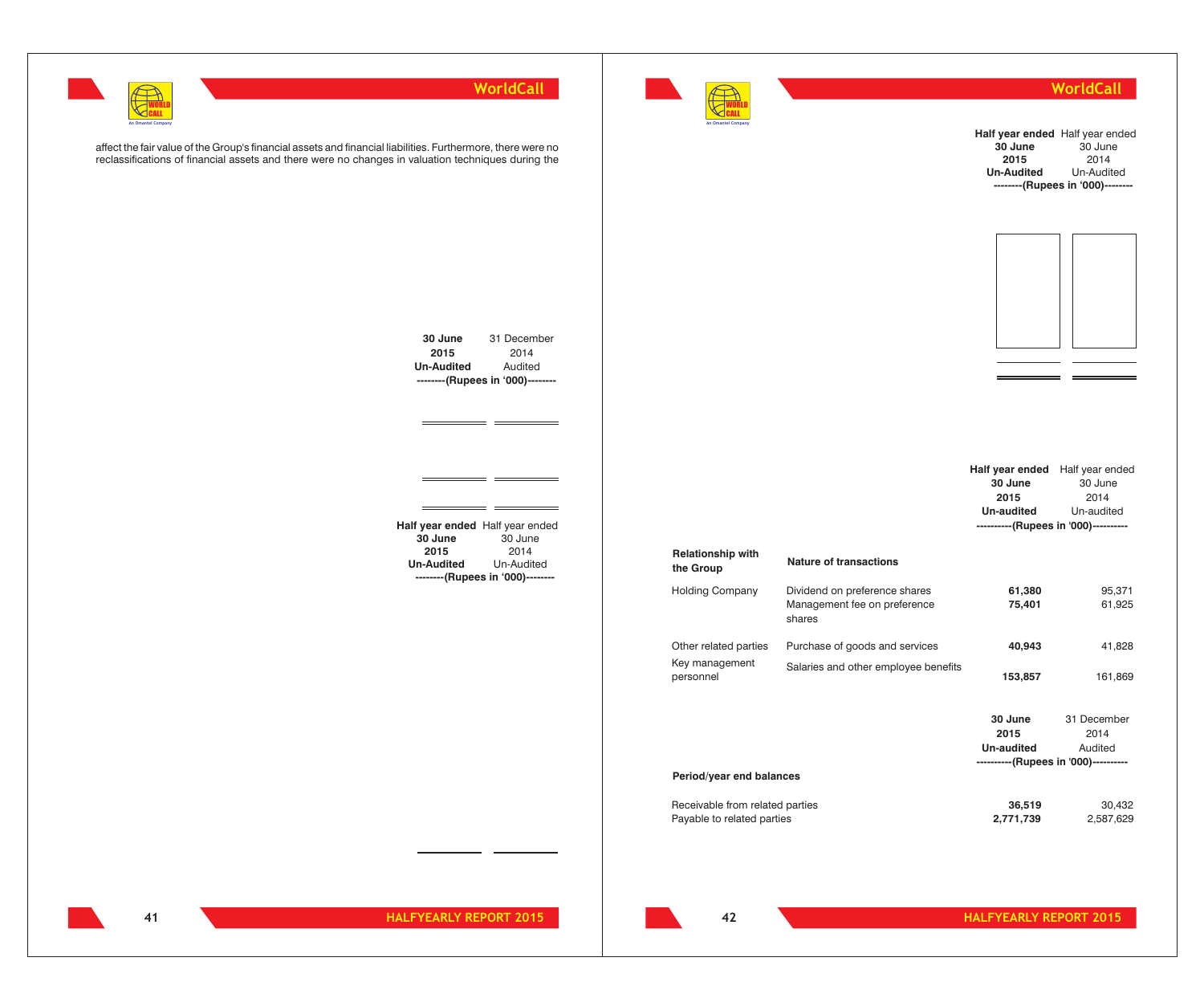affect the fair value of the Group's financial assets and financial liabilities. Furthermore, there were no reclassifications of financial assets and there were no changes in valuation techniques during the

| | 30 June 2015 Un-Audited | 31 December 2014 Audited |
|---|---|---|
| | --------(Rupees in '000)-------- | |

| | Half year ended 30 June 2015 Un-Audited | Half year ended 30 June 2014 Un-Audited |
|---|---|---|
| | --------(Rupees in '000)-------- | |

| | Half year ended 30 June 2015 Un-Audited | Half year ended 30 June 2014 Un-Audited |
|---|---|---|
| | --------(Rupees in '000)-------- | |

| Relationship with the Group | Nature of transactions | Half year ended 30 June 2015 Un-audited | Half year ended 30 June 2014 Un-audited |
|---|---|---|---|
| | | ----------(Rupees in '000)---------- | |
| Holding Company | Dividend on preference shares | **61,380** | 95,371 |
| | Management fee on preference shares | **75,401** | 61,925 |
| Other related parties | Purchase of goods and services | **40,943** | 41,828 |
| Key management personnel | Salaries and other employee benefits | **153,857** | 161,869 |

| | 30 June 2015 Un-audited | 31 December 2014 Audited |
|---|---|---|
| | ----------(Rupees in '000)---------- | |
| **Period/year end balances** | | |
| Receivable from related parties | **36,519** | 30,432 |
| Payable to related parties | **2,771,739** | 2,587,629 |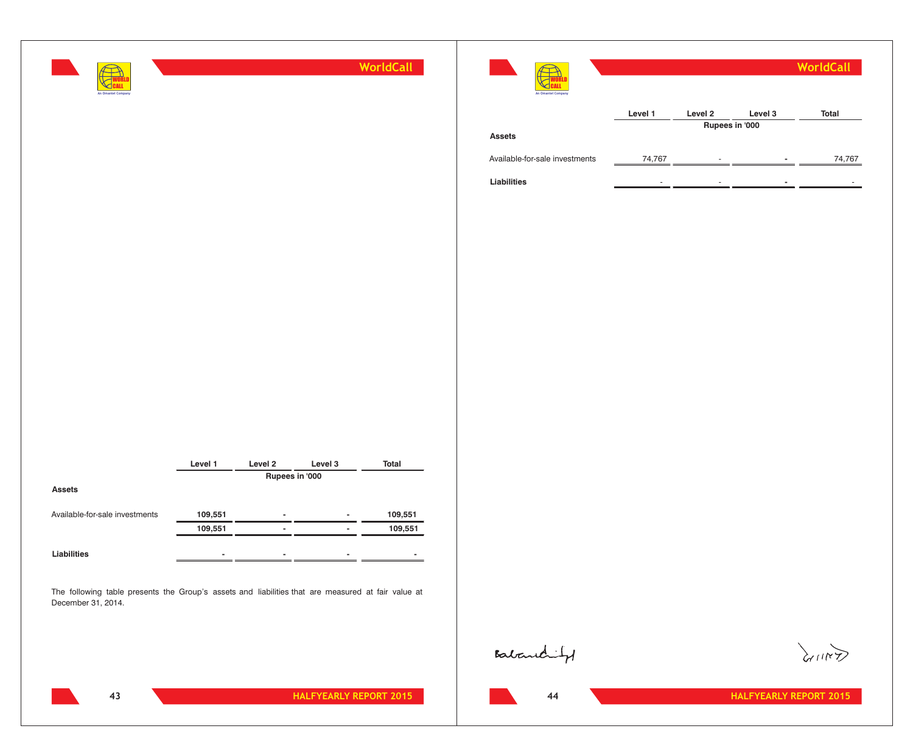| | Level 1 | Level 2 | Level 3 | Total |
|---|---|---|---|---|
| | | Rupees in '000 | | |
| **Assets** | | | | |
| Available-for-sale investments | **109,551** | **-** | **-** | **109,551** |
| | **109,551** | **-** | **-** | **109,551** |
| **Liabilities** | **-** | **-** | **-** | **-** |

The following table presents the Group's assets and liabilities that are measured at fair value at December 31, 2014.

| | Level 1 | Level 2 | Level 3 | Total |
|---|---|---|---|---|
| | | Rupees in '000 | | |
| **Assets** | | | | |
| Available-for-sale investments | 74,767 | - | - | 74,767 |
| **Liabilities** | - | - | - | - |